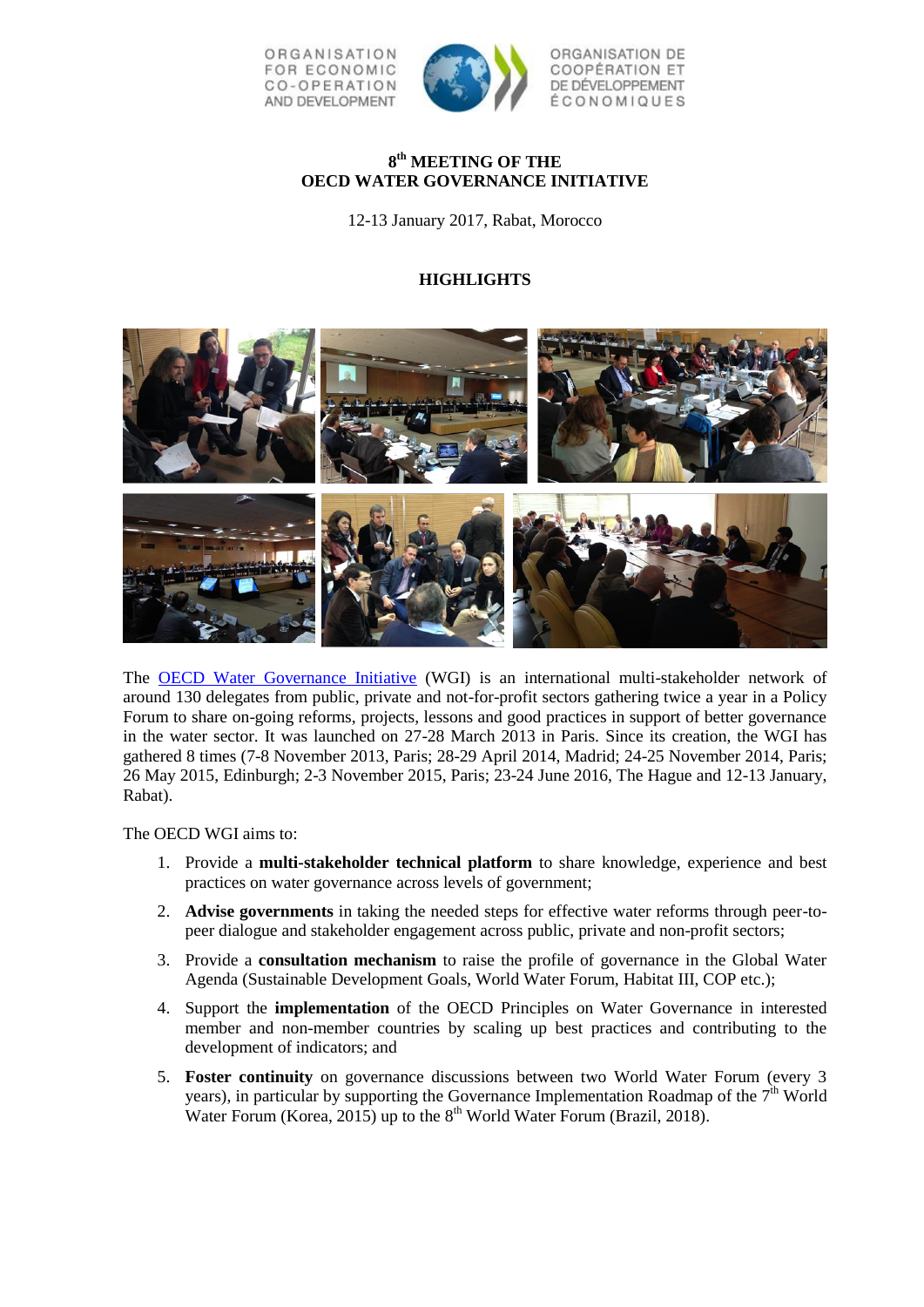ORGANISATION FOR ECONOMIC CO-OPERATION AND DEVELOPMENT

ORGANISATION DE COOPÉRATION ET DE DÉVELOPPEMENT ÉCONOMIQUES

# 8th MEETING OF THE OECD WATER GOVERNANCE INITIATIVE

12-13 January 2017, Rabat, Morocco

## HIGHLIGHTS

The [OECD Water Governance Initiative](#) (WGI) is an international multi-stakeholder network of around 130 delegates from public, private and not-for-profit sectors gathering twice a year in a Policy Forum to share on-going reforms, projects, lessons and good practices in support of better governance in the water sector. It was launched on 27-28 March 2013 in Paris. Since its creation, the WGI has gathered 8 times (7-8 November 2013, Paris; 28-29 April 2014, Madrid; 24-25 November 2014, Paris; 26 May 2015, Edinburgh; 2-3 November 2015, Paris; 23-24 June 2016, The Hague and 12-13 January, Rabat).

The OECD WGI aims to:

1. Provide a **multi-stakeholder technical platform** to share knowledge, experience and best practices on water governance across levels of government;
2. **Advise governments** in taking the needed steps for effective water reforms through peer-to-peer dialogue and stakeholder engagement across public, private and non-profit sectors;
3. Provide a **consultation mechanism** to raise the profile of governance in the Global Water Agenda (Sustainable Development Goals, World Water Forum, Habitat III, COP etc.);
4. Support the **implementation** of the OECD Principles on Water Governance in interested member and non-member countries by scaling up best practices and contributing to the development of indicators; and
5. **Foster continuity** on governance discussions between two World Water Forum (every 3 years), in particular by supporting the Governance Implementation Roadmap of the 7th World Water Forum (Korea, 2015) up to the 8th World Water Forum (Brazil, 2018).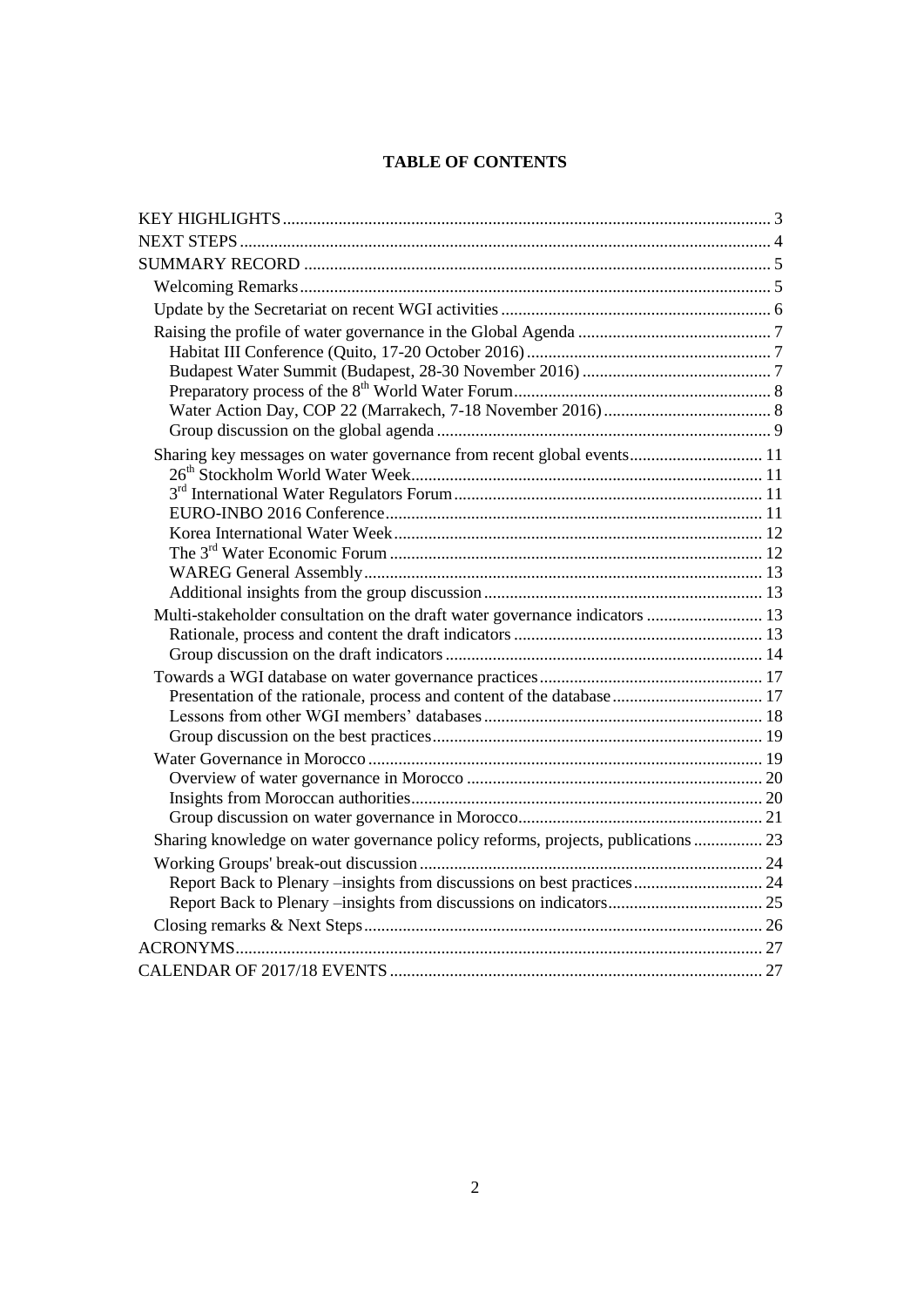**TABLE OF CONTENTS**

- KEY HIGHLIGHTS ........ 3
- NEXT STEPS ........ 4
- SUMMARY RECORD ........ 5
  - Welcoming Remarks ........ 5
  - Update by the Secretariat on recent WGI activities ........ 6
  - Raising the profile of water governance in the Global Agenda ........ 7
    - Habitat III Conference (Quito, 17-20 October 2016) ........ 7
    - Budapest Water Summit (Budapest, 28-30 November 2016) ........ 7
    - Preparatory process of the 8th World Water Forum ........ 8
    - Water Action Day, COP 22 (Marrakech, 7-18 November 2016) ........ 8
    - Group discussion on the global agenda ........ 9
  - Sharing key messages on water governance from recent global events ........ 11
    - 26th Stockholm World Water Week ........ 11
    - 3rd International Water Regulators Forum ........ 11
    - EURO-INBO 2016 Conference ........ 11
    - Korea International Water Week ........ 12
    - The 3rd Water Economic Forum ........ 12
    - WAREG General Assembly ........ 13
    - Additional insights from the group discussion ........ 13
  - Multi-stakeholder consultation on the draft water governance indicators ........ 13
    - Rationale, process and content the draft indicators ........ 13
    - Group discussion on the draft indicators ........ 14
  - Towards a WGI database on water governance practices ........ 17
    - Presentation of the rationale, process and content of the database ........ 17
    - Lessons from other WGI members' databases ........ 18
    - Group discussion on the best practices ........ 19
  - Water Governance in Morocco ........ 19
    - Overview of water governance in Morocco ........ 20
    - Insights from Moroccan authorities ........ 20
    - Group discussion on water governance in Morocco ........ 21
  - Sharing knowledge on water governance policy reforms, projects, publications ........ 23
  - Working Groups' break-out discussion ........ 24
    - Report Back to Plenary –insights from discussions on best practices ........ 24
    - Report Back to Plenary –insights from discussions on indicators ........ 25
  - Closing remarks & Next Steps ........ 26
- ACRONYMS ........ 27
- CALENDAR OF 2017/18 EVENTS ........ 27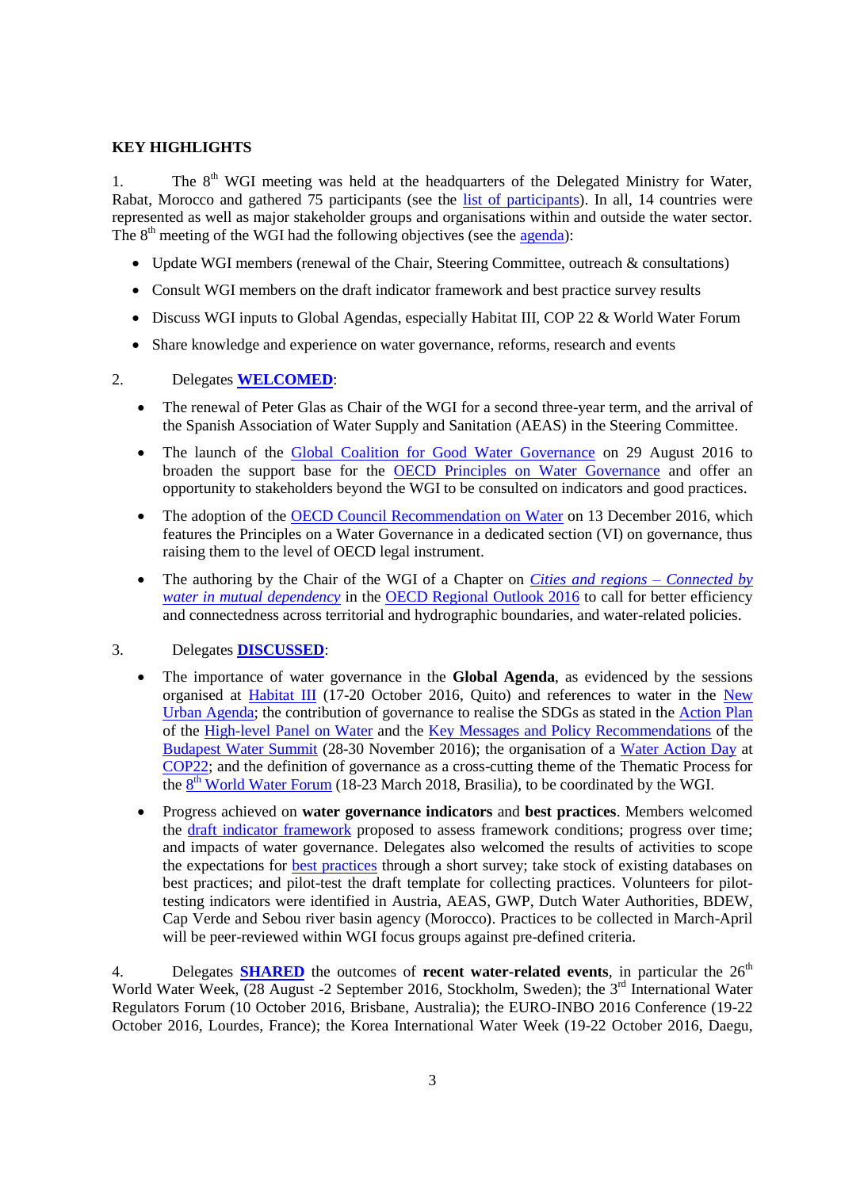## KEY HIGHLIGHTS

1. The 8th WGI meeting was held at the headquarters of the Delegated Ministry for Water, Rabat, Morocco and gathered 75 participants (see the list of participants). In all, 14 countries were represented as well as major stakeholder groups and organisations within and outside the water sector. The 8th meeting of the WGI had the following objectives (see the agenda):

- Update WGI members (renewal of the Chair, Steering Committee, outreach & consultations)
- Consult WGI members on the draft indicator framework and best practice survey results
- Discuss WGI inputs to Global Agendas, especially Habitat III, COP 22 & World Water Forum
- Share knowledge and experience on water governance, reforms, research and events

2. Delegates **WELCOMED**:

- The renewal of Peter Glas as Chair of the WGI for a second three-year term, and the arrival of the Spanish Association of Water Supply and Sanitation (AEAS) in the Steering Committee.
- The launch of the Global Coalition for Good Water Governance on 29 August 2016 to broaden the support base for the OECD Principles on Water Governance and offer an opportunity to stakeholders beyond the WGI to be consulted on indicators and good practices.
- The adoption of the OECD Council Recommendation on Water on 13 December 2016, which features the Principles on a Water Governance in a dedicated section (VI) on governance, thus raising them to the level of OECD legal instrument.
- The authoring by the Chair of the WGI of a Chapter on *Cities and regions – Connected by water in mutual dependency* in the OECD Regional Outlook 2016 to call for better efficiency and connectedness across territorial and hydrographic boundaries, and water-related policies.

3. Delegates **DISCUSSED**:

- The importance of water governance in the **Global Agenda**, as evidenced by the sessions organised at Habitat III (17-20 October 2016, Quito) and references to water in the New Urban Agenda; the contribution of governance to realise the SDGs as stated in the Action Plan of the High-level Panel on Water and the Key Messages and Policy Recommendations of the Budapest Water Summit (28-30 November 2016); the organisation of a Water Action Day at COP22; and the definition of governance as a cross-cutting theme of the Thematic Process for the 8th World Water Forum (18-23 March 2018, Brasilia), to be coordinated by the WGI.
- Progress achieved on **water governance indicators** and **best practices**. Members welcomed the draft indicator framework proposed to assess framework conditions; progress over time; and impacts of water governance. Delegates also welcomed the results of activities to scope the expectations for best practices through a short survey; take stock of existing databases on best practices; and pilot-test the draft template for collecting practices. Volunteers for pilot-testing indicators were identified in Austria, AEAS, GWP, Dutch Water Authorities, BDEW, Cap Verde and Sebou river basin agency (Morocco). Practices to be collected in March-April will be peer-reviewed within WGI focus groups against pre-defined criteria.

4. Delegates **SHARED** the outcomes of **recent water-related events**, in particular the 26th World Water Week, (28 August -2 September 2016, Stockholm, Sweden); the 3rd International Water Regulators Forum (10 October 2016, Brisbane, Australia); the EURO-INBO 2016 Conference (19-22 October 2016, Lourdes, France); the Korea International Water Week (19-22 October 2016, Daegu,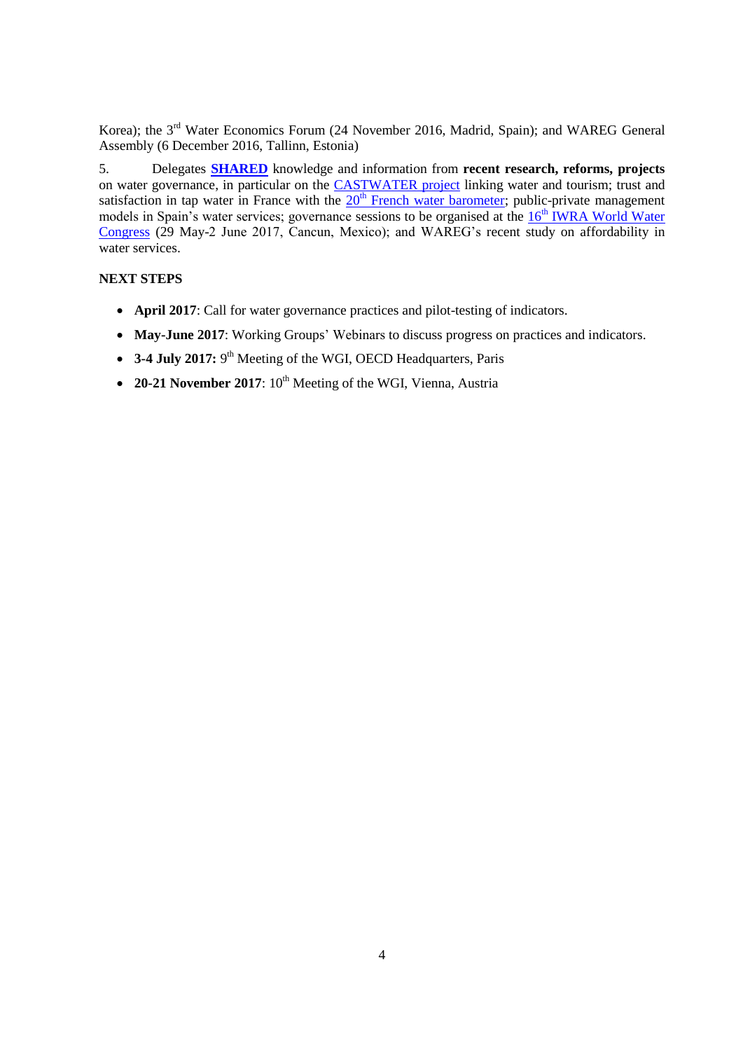Korea); the 3rd Water Economics Forum (24 November 2016, Madrid, Spain); and WAREG General Assembly (6 December 2016, Tallinn, Estonia)

5. Delegates **SHARED** knowledge and information from **recent research, reforms, projects** on water governance, in particular on the CASTWATER project linking water and tourism; trust and satisfaction in tap water in France with the 20th French water barometer; public-private management models in Spain's water services; governance sessions to be organised at the 16th IWRA World Water Congress (29 May-2 June 2017, Cancun, Mexico); and WAREG's recent study on affordability in water services.

**NEXT STEPS**

- **April 2017**: Call for water governance practices and pilot-testing of indicators.
- **May-June 2017**: Working Groups' Webinars to discuss progress on practices and indicators.
- **3-4 July 2017:** 9th Meeting of the WGI, OECD Headquarters, Paris
- **20-21 November 2017**: 10th Meeting of the WGI, Vienna, Austria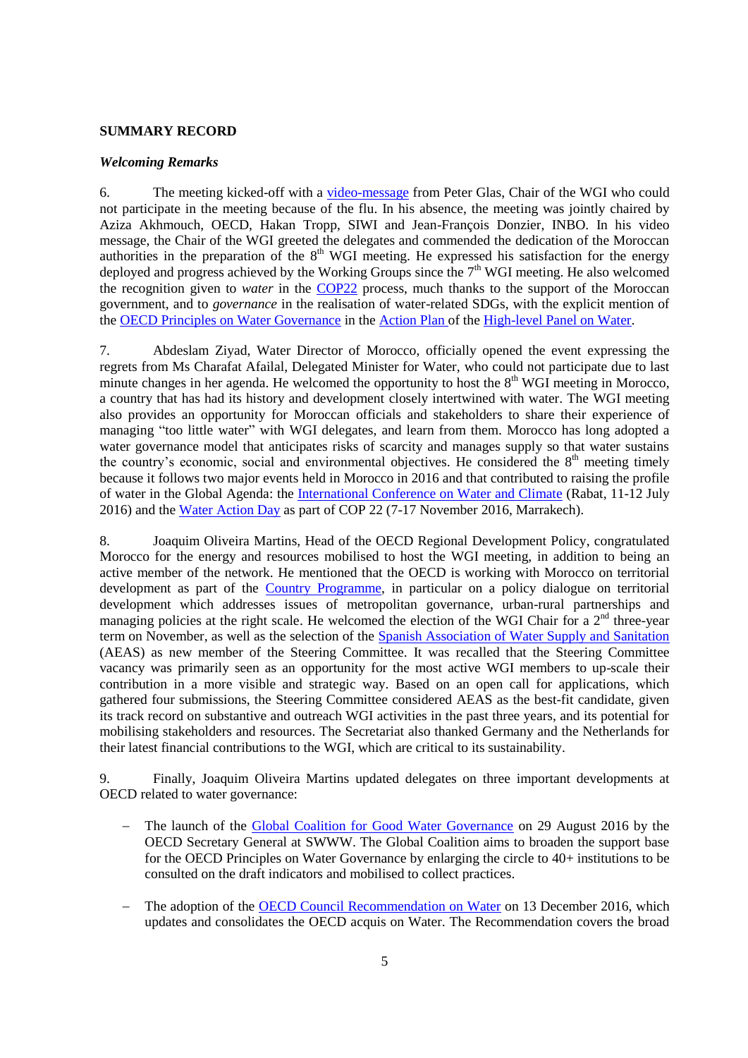**SUMMARY RECORD**

***Welcoming Remarks***

6. The meeting kicked-off with a video-message from Peter Glas, Chair of the WGI who could not participate in the meeting because of the flu. In his absence, the meeting was jointly chaired by Aziza Akhmouch, OECD, Hakan Tropp, SIWI and Jean-François Donzier, INBO. In his video message, the Chair of the WGI greeted the delegates and commended the dedication of the Moroccan authorities in the preparation of the 8th WGI meeting. He expressed his satisfaction for the energy deployed and progress achieved by the Working Groups since the 7th WGI meeting. He also welcomed the recognition given to *water* in the COP22 process, much thanks to the support of the Moroccan government, and to *governance* in the realisation of water-related SDGs, with the explicit mention of the OECD Principles on Water Governance in the Action Plan of the High-level Panel on Water.

7. Abdeslam Ziyad, Water Director of Morocco, officially opened the event expressing the regrets from Ms Charafat Afailal, Delegated Minister for Water, who could not participate due to last minute changes in her agenda. He welcomed the opportunity to host the 8th WGI meeting in Morocco, a country that has had its history and development closely intertwined with water. The WGI meeting also provides an opportunity for Moroccan officials and stakeholders to share their experience of managing "too little water" with WGI delegates, and learn from them. Morocco has long adopted a water governance model that anticipates risks of scarcity and manages supply so that water sustains the country's economic, social and environmental objectives. He considered the 8th meeting timely because it follows two major events held in Morocco in 2016 and that contributed to raising the profile of water in the Global Agenda: the International Conference on Water and Climate (Rabat, 11-12 July 2016) and the Water Action Day as part of COP 22 (7-17 November 2016, Marrakech).

8. Joaquim Oliveira Martins, Head of the OECD Regional Development Policy, congratulated Morocco for the energy and resources mobilised to host the WGI meeting, in addition to being an active member of the network. He mentioned that the OECD is working with Morocco on territorial development as part of the Country Programme, in particular on a policy dialogue on territorial development which addresses issues of metropolitan governance, urban-rural partnerships and managing policies at the right scale. He welcomed the election of the WGI Chair for a 2nd three-year term on November, as well as the selection of the Spanish Association of Water Supply and Sanitation (AEAS) as new member of the Steering Committee. It was recalled that the Steering Committee vacancy was primarily seen as an opportunity for the most active WGI members to up-scale their contribution in a more visible and strategic way. Based on an open call for applications, which gathered four submissions, the Steering Committee considered AEAS as the best-fit candidate, given its track record on substantive and outreach WGI activities in the past three years, and its potential for mobilising stakeholders and resources. The Secretariat also thanked Germany and the Netherlands for their latest financial contributions to the WGI, which are critical to its sustainability.

9. Finally, Joaquim Oliveira Martins updated delegates on three important developments at OECD related to water governance:

- The launch of the Global Coalition for Good Water Governance on 29 August 2016 by the OECD Secretary General at SWWW. The Global Coalition aims to broaden the support base for the OECD Principles on Water Governance by enlarging the circle to 40+ institutions to be consulted on the draft indicators and mobilised to collect practices.

- The adoption of the OECD Council Recommendation on Water on 13 December 2016, which updates and consolidates the OECD acquis on Water. The Recommendation covers the broad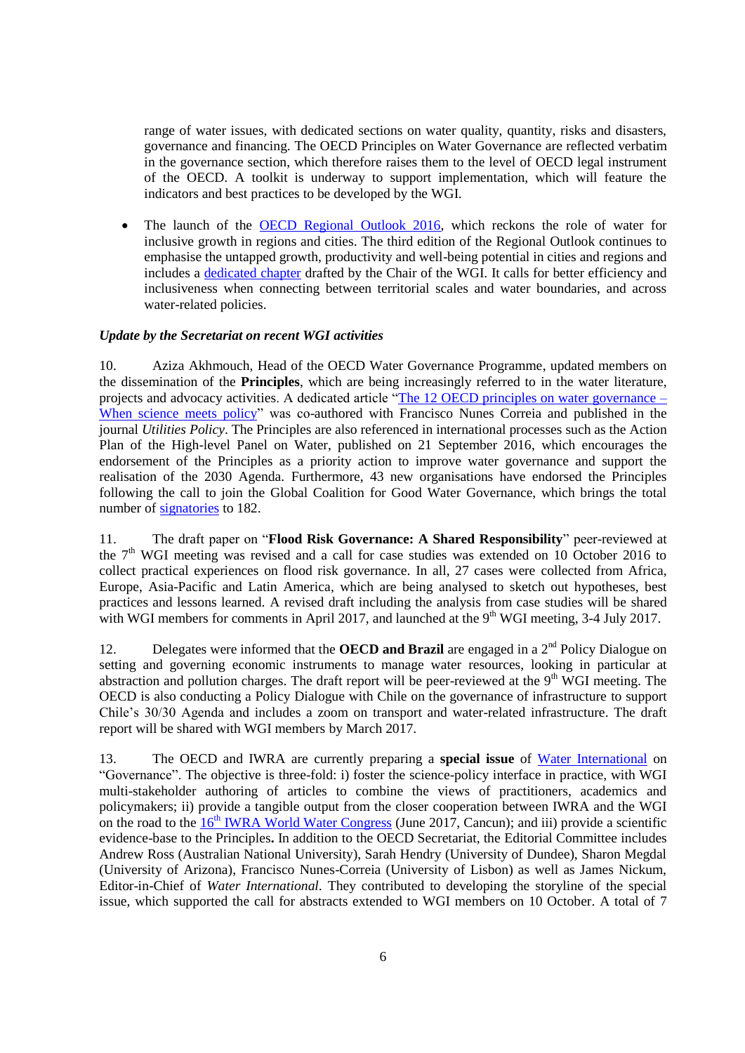range of water issues, with dedicated sections on water quality, quantity, risks and disasters, governance and financing. The OECD Principles on Water Governance are reflected verbatim in the governance section, which therefore raises them to the level of OECD legal instrument of the OECD. A toolkit is underway to support implementation, which will feature the indicators and best practices to be developed by the WGI.

- The launch of the OECD Regional Outlook 2016, which reckons the role of water for inclusive growth in regions and cities. The third edition of the Regional Outlook continues to emphasise the untapped growth, productivity and well-being potential in cities and regions and includes a dedicated chapter drafted by the Chair of the WGI. It calls for better efficiency and inclusiveness when connecting between territorial scales and water boundaries, and across water-related policies.

***Update by the Secretariat on recent WGI activities***

10. Aziza Akhmouch, Head of the OECD Water Governance Programme, updated members on the dissemination of the **Principles**, which are being increasingly referred to in the water literature, projects and advocacy activities. A dedicated article "The 12 OECD principles on water governance – When science meets policy" was co-authored with Francisco Nunes Correia and published in the journal *Utilities Policy*. The Principles are also referenced in international processes such as the Action Plan of the High-level Panel on Water, published on 21 September 2016, which encourages the endorsement of the Principles as a priority action to improve water governance and support the realisation of the 2030 Agenda. Furthermore, 43 new organisations have endorsed the Principles following the call to join the Global Coalition for Good Water Governance, which brings the total number of signatories to 182.

11. The draft paper on "**Flood Risk Governance: A Shared Responsibility**" peer-reviewed at the 7th WGI meeting was revised and a call for case studies was extended on 10 October 2016 to collect practical experiences on flood risk governance. In all, 27 cases were collected from Africa, Europe, Asia-Pacific and Latin America, which are being analysed to sketch out hypotheses, best practices and lessons learned. A revised draft including the analysis from case studies will be shared with WGI members for comments in April 2017, and launched at the 9th WGI meeting, 3-4 July 2017.

12. Delegates were informed that the **OECD and Brazil** are engaged in a 2nd Policy Dialogue on setting and governing economic instruments to manage water resources, looking in particular at abstraction and pollution charges. The draft report will be peer-reviewed at the 9th WGI meeting. The OECD is also conducting a Policy Dialogue with Chile on the governance of infrastructure to support Chile's 30/30 Agenda and includes a zoom on transport and water-related infrastructure. The draft report will be shared with WGI members by March 2017.

13. The OECD and IWRA are currently preparing a **special issue** of Water International on "Governance". The objective is three-fold: i) foster the science-policy interface in practice, with WGI multi-stakeholder authoring of articles to combine the views of practitioners, academics and policymakers; ii) provide a tangible output from the closer cooperation between IWRA and the WGI on the road to the 16th IWRA World Water Congress (June 2017, Cancun); and iii) provide a scientific evidence-base to the Principles**.** In addition to the OECD Secretariat, the Editorial Committee includes Andrew Ross (Australian National University), Sarah Hendry (University of Dundee), Sharon Megdal (University of Arizona), Francisco Nunes-Correia (University of Lisbon) as well as James Nickum, Editor-in-Chief of *Water International*. They contributed to developing the storyline of the special issue, which supported the call for abstracts extended to WGI members on 10 October. A total of 7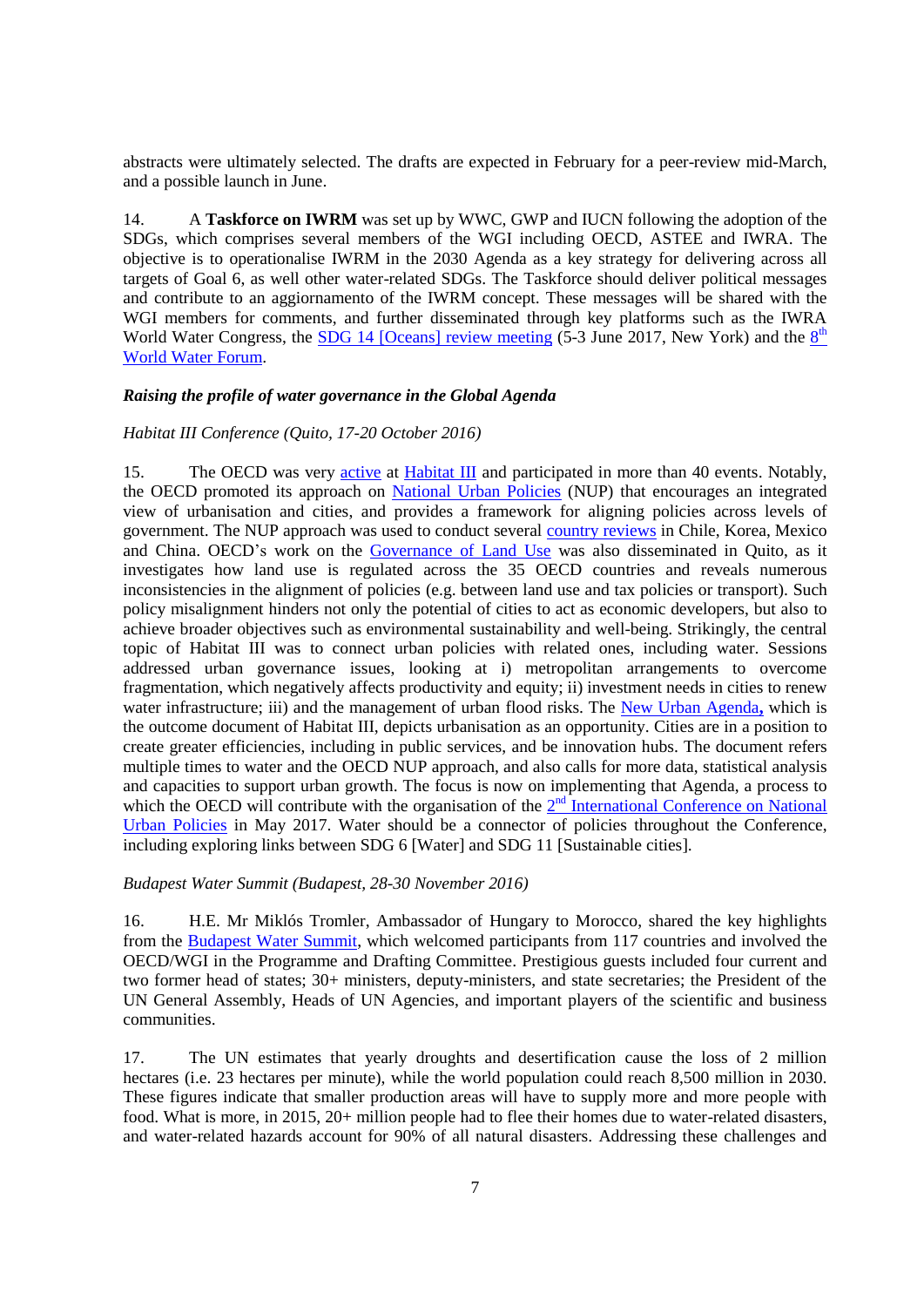abstracts were ultimately selected. The drafts are expected in February for a peer-review mid-March, and a possible launch in June.

14. A **Taskforce on IWRM** was set up by WWC, GWP and IUCN following the adoption of the SDGs, which comprises several members of the WGI including OECD, ASTEE and IWRA. The objective is to operationalise IWRM in the 2030 Agenda as a key strategy for delivering across all targets of Goal 6, as well other water-related SDGs. The Taskforce should deliver political messages and contribute to an aggiornamento of the IWRM concept. These messages will be shared with the WGI members for comments, and further disseminated through key platforms such as the IWRA World Water Congress, the SDG 14 [Oceans] review meeting (5-3 June 2017, New York) and the 8th World Water Forum.

### *Raising the profile of water governance in the Global Agenda*

*Habitat III Conference (Quito, 17-20 October 2016)*

15. The OECD was very active at Habitat III and participated in more than 40 events. Notably, the OECD promoted its approach on National Urban Policies (NUP) that encourages an integrated view of urbanisation and cities, and provides a framework for aligning policies across levels of government. The NUP approach was used to conduct several country reviews in Chile, Korea, Mexico and China. OECD's work on the Governance of Land Use was also disseminated in Quito, as it investigates how land use is regulated across the 35 OECD countries and reveals numerous inconsistencies in the alignment of policies (e.g. between land use and tax policies or transport). Such policy misalignment hinders not only the potential of cities to act as economic developers, but also to achieve broader objectives such as environmental sustainability and well-being. Strikingly, the central topic of Habitat III was to connect urban policies with related ones, including water. Sessions addressed urban governance issues, looking at i) metropolitan arrangements to overcome fragmentation, which negatively affects productivity and equity; ii) investment needs in cities to renew water infrastructure; iii) and the management of urban flood risks. The New Urban Agenda, which is the outcome document of Habitat III, depicts urbanisation as an opportunity. Cities are in a position to create greater efficiencies, including in public services, and be innovation hubs. The document refers multiple times to water and the OECD NUP approach, and also calls for more data, statistical analysis and capacities to support urban growth. The focus is now on implementing that Agenda, a process to which the OECD will contribute with the organisation of the 2nd International Conference on National Urban Policies in May 2017. Water should be a connector of policies throughout the Conference, including exploring links between SDG 6 [Water] and SDG 11 [Sustainable cities].

*Budapest Water Summit (Budapest, 28-30 November 2016)*

16. H.E. Mr Miklós Tromler, Ambassador of Hungary to Morocco, shared the key highlights from the Budapest Water Summit, which welcomed participants from 117 countries and involved the OECD/WGI in the Programme and Drafting Committee. Prestigious guests included four current and two former head of states; 30+ ministers, deputy-ministers, and state secretaries; the President of the UN General Assembly, Heads of UN Agencies, and important players of the scientific and business communities.

17. The UN estimates that yearly droughts and desertification cause the loss of 2 million hectares (i.e. 23 hectares per minute), while the world population could reach 8,500 million in 2030. These figures indicate that smaller production areas will have to supply more and more people with food. What is more, in 2015, 20+ million people had to flee their homes due to water-related disasters, and water-related hazards account for 90% of all natural disasters. Addressing these challenges and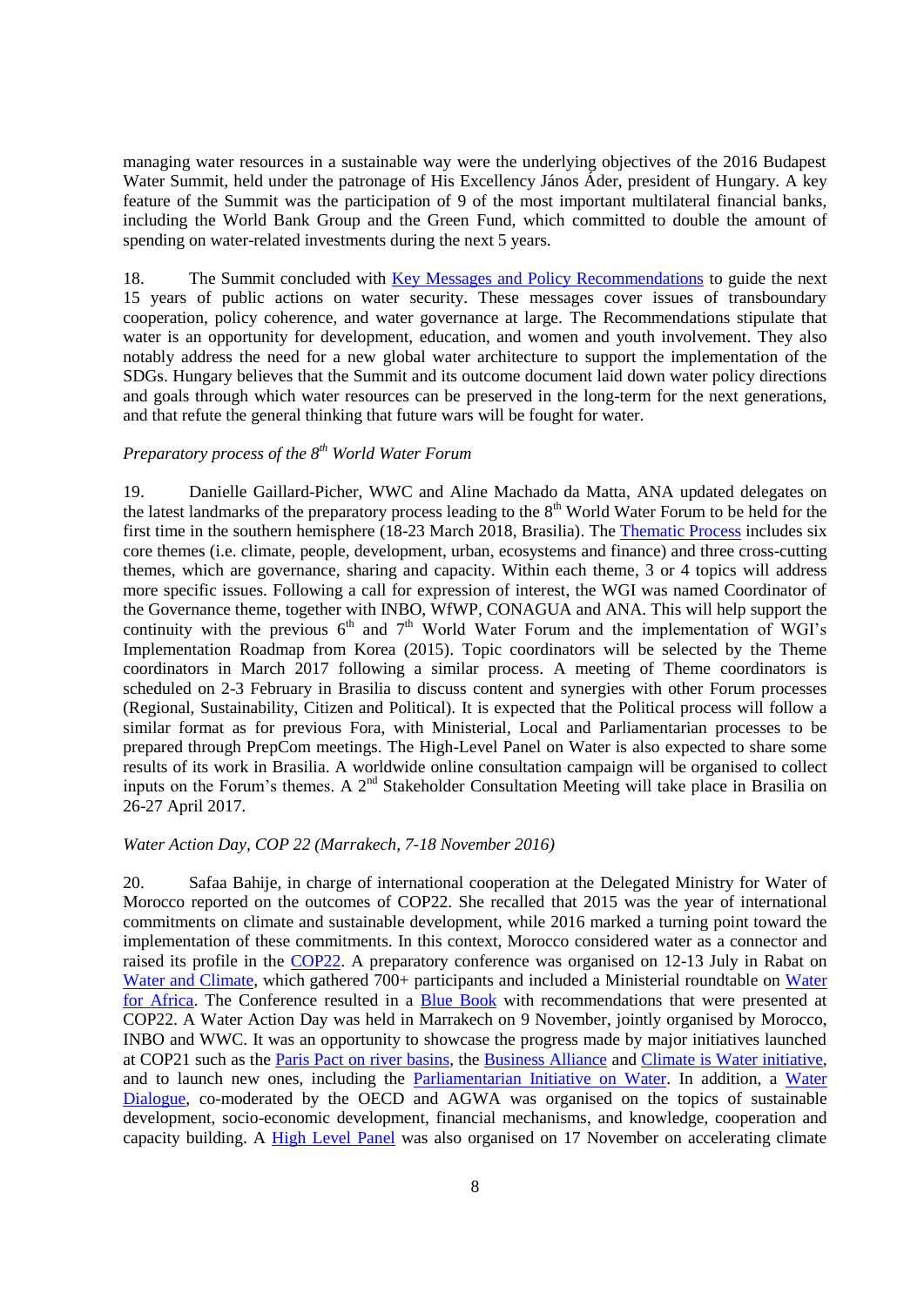managing water resources in a sustainable way were the underlying objectives of the 2016 Budapest Water Summit, held under the patronage of His Excellency János Áder, president of Hungary. A key feature of the Summit was the participation of 9 of the most important multilateral financial banks, including the World Bank Group and the Green Fund, which committed to double the amount of spending on water-related investments during the next 5 years.

18. The Summit concluded with Key Messages and Policy Recommendations to guide the next 15 years of public actions on water security. These messages cover issues of transboundary cooperation, policy coherence, and water governance at large. The Recommendations stipulate that water is an opportunity for development, education, and women and youth involvement. They also notably address the need for a new global water architecture to support the implementation of the SDGs. Hungary believes that the Summit and its outcome document laid down water policy directions and goals through which water resources can be preserved in the long-term for the next generations, and that refute the general thinking that future wars will be fought for water.

*Preparatory process of the 8th World Water Forum*

19. Danielle Gaillard-Picher, WWC and Aline Machado da Matta, ANA updated delegates on the latest landmarks of the preparatory process leading to the 8th World Water Forum to be held for the first time in the southern hemisphere (18-23 March 2018, Brasilia). The Thematic Process includes six core themes (i.e. climate, people, development, urban, ecosystems and finance) and three cross-cutting themes, which are governance, sharing and capacity. Within each theme, 3 or 4 topics will address more specific issues. Following a call for expression of interest, the WGI was named Coordinator of the Governance theme, together with INBO, WfWP, CONAGUA and ANA. This will help support the continuity with the previous 6th and 7th World Water Forum and the implementation of WGI's Implementation Roadmap from Korea (2015). Topic coordinators will be selected by the Theme coordinators in March 2017 following a similar process. A meeting of Theme coordinators is scheduled on 2-3 February in Brasilia to discuss content and synergies with other Forum processes (Regional, Sustainability, Citizen and Political). It is expected that the Political process will follow a similar format as for previous Fora, with Ministerial, Local and Parliamentarian processes to be prepared through PrepCom meetings. The High-Level Panel on Water is also expected to share some results of its work in Brasilia. A worldwide online consultation campaign will be organised to collect inputs on the Forum's themes. A 2nd Stakeholder Consultation Meeting will take place in Brasilia on 26-27 April 2017.

*Water Action Day, COP 22 (Marrakech, 7-18 November 2016)*

20. Safaa Bahije, in charge of international cooperation at the Delegated Ministry for Water of Morocco reported on the outcomes of COP22. She recalled that 2015 was the year of international commitments on climate and sustainable development, while 2016 marked a turning point toward the implementation of these commitments. In this context, Morocco considered water as a connector and raised its profile in the COP22. A preparatory conference was organised on 12-13 July in Rabat on Water and Climate, which gathered 700+ participants and included a Ministerial roundtable on Water for Africa. The Conference resulted in a Blue Book with recommendations that were presented at COP22. A Water Action Day was held in Marrakech on 9 November, jointly organised by Morocco, INBO and WWC. It was an opportunity to showcase the progress made by major initiatives launched at COP21 such as the Paris Pact on river basins, the Business Alliance and Climate is Water initiative, and to launch new ones, including the Parliamentarian Initiative on Water. In addition, a Water Dialogue, co-moderated by the OECD and AGWA was organised on the topics of sustainable development, socio-economic development, financial mechanisms, and knowledge, cooperation and capacity building. A High Level Panel was also organised on 17 November on accelerating climate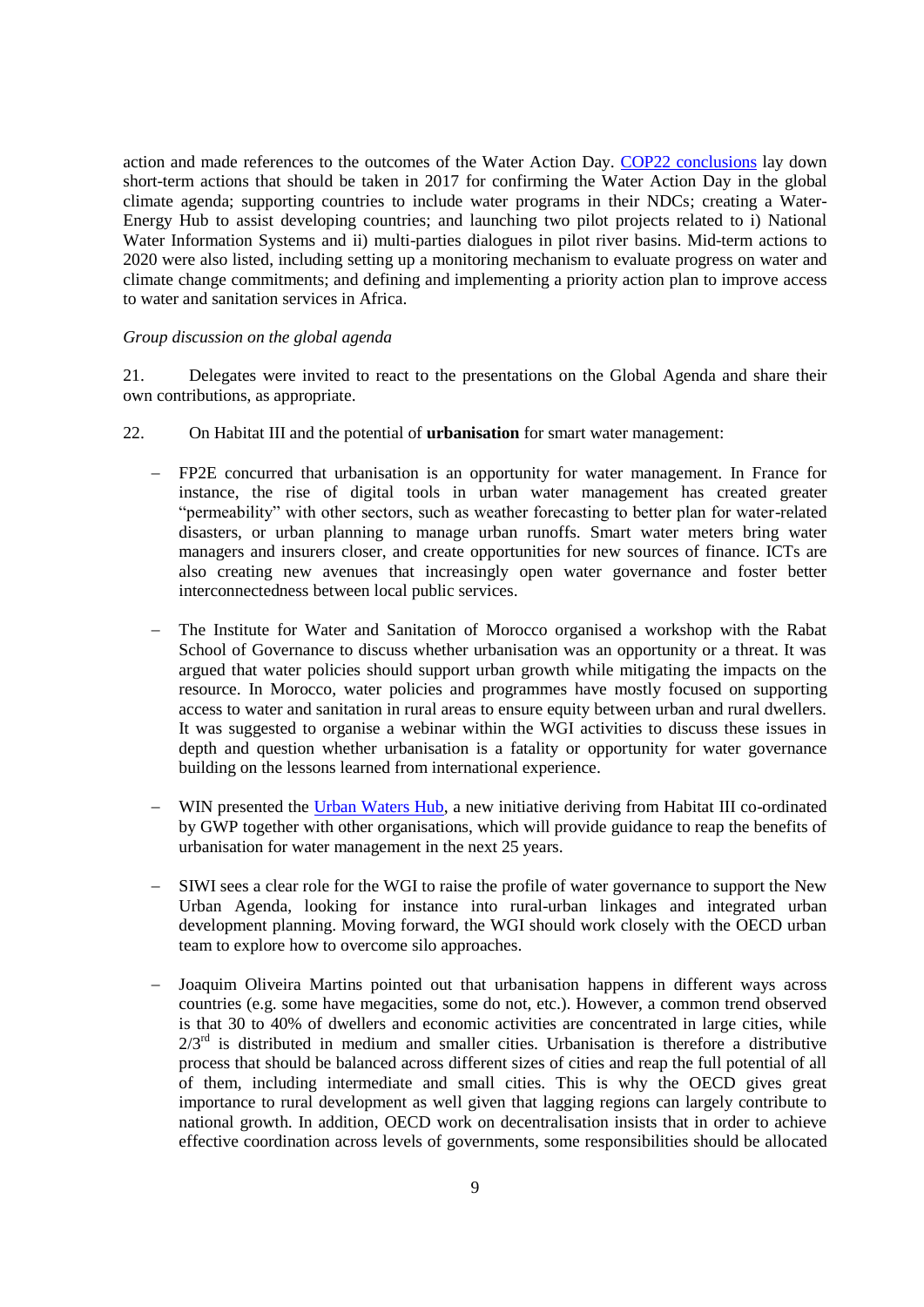action and made references to the outcomes of the Water Action Day. COP22 conclusions lay down short-term actions that should be taken in 2017 for confirming the Water Action Day in the global climate agenda; supporting countries to include water programs in their NDCs; creating a Water-Energy Hub to assist developing countries; and launching two pilot projects related to i) National Water Information Systems and ii) multi-parties dialogues in pilot river basins. Mid-term actions to 2020 were also listed, including setting up a monitoring mechanism to evaluate progress on water and climate change commitments; and defining and implementing a priority action plan to improve access to water and sanitation services in Africa.

*Group discussion on the global agenda*

21. Delegates were invited to react to the presentations on the Global Agenda and share their own contributions, as appropriate.

22. On Habitat III and the potential of **urbanisation** for smart water management:

- FP2E concurred that urbanisation is an opportunity for water management. In France for instance, the rise of digital tools in urban water management has created greater "permeability" with other sectors, such as weather forecasting to better plan for water-related disasters, or urban planning to manage urban runoffs. Smart water meters bring water managers and insurers closer, and create opportunities for new sources of finance. ICTs are also creating new avenues that increasingly open water governance and foster better interconnectedness between local public services.

- The Institute for Water and Sanitation of Morocco organised a workshop with the Rabat School of Governance to discuss whether urbanisation was an opportunity or a threat. It was argued that water policies should support urban growth while mitigating the impacts on the resource. In Morocco, water policies and programmes have mostly focused on supporting access to water and sanitation in rural areas to ensure equity between urban and rural dwellers. It was suggested to organise a webinar within the WGI activities to discuss these issues in depth and question whether urbanisation is a fatality or opportunity for water governance building on the lessons learned from international experience.

- WIN presented the Urban Waters Hub, a new initiative deriving from Habitat III co-ordinated by GWP together with other organisations, which will provide guidance to reap the benefits of urbanisation for water management in the next 25 years.

- SIWI sees a clear role for the WGI to raise the profile of water governance to support the New Urban Agenda, looking for instance into rural-urban linkages and integrated urban development planning. Moving forward, the WGI should work closely with the OECD urban team to explore how to overcome silo approaches.

- Joaquim Oliveira Martins pointed out that urbanisation happens in different ways across countries (e.g. some have megacities, some do not, etc.). However, a common trend observed is that 30 to 40% of dwellers and economic activities are concentrated in large cities, while 2/3rd is distributed in medium and smaller cities. Urbanisation is therefore a distributive process that should be balanced across different sizes of cities and reap the full potential of all of them, including intermediate and small cities. This is why the OECD gives great importance to rural development as well given that lagging regions can largely contribute to national growth. In addition, OECD work on decentralisation insists that in order to achieve effective coordination across levels of governments, some responsibilities should be allocated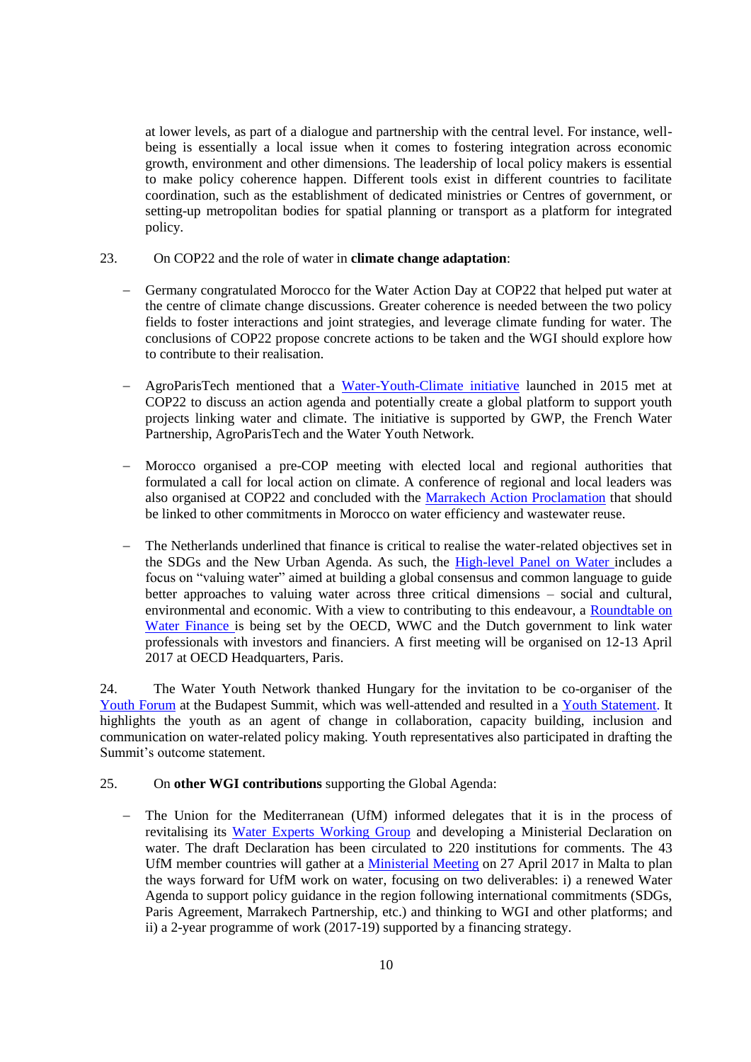at lower levels, as part of a dialogue and partnership with the central level. For instance, well-being is essentially a local issue when it comes to fostering integration across economic growth, environment and other dimensions. The leadership of local policy makers is essential to make policy coherence happen. Different tools exist in different countries to facilitate coordination, such as the establishment of dedicated ministries or Centres of government, or setting-up metropolitan bodies for spatial planning or transport as a platform for integrated policy.

23. On COP22 and the role of water in **climate change adaptation**:

- Germany congratulated Morocco for the Water Action Day at COP22 that helped put water at the centre of climate change discussions. Greater coherence is needed between the two policy fields to foster interactions and joint strategies, and leverage climate funding for water. The conclusions of COP22 propose concrete actions to be taken and the WGI should explore how to contribute to their realisation.

- AgroParisTech mentioned that a Water-Youth-Climate initiative launched in 2015 met at COP22 to discuss an action agenda and potentially create a global platform to support youth projects linking water and climate. The initiative is supported by GWP, the French Water Partnership, AgroParisTech and the Water Youth Network.

- Morocco organised a pre-COP meeting with elected local and regional authorities that formulated a call for local action on climate. A conference of regional and local leaders was also organised at COP22 and concluded with the Marrakech Action Proclamation that should be linked to other commitments in Morocco on water efficiency and wastewater reuse.

- The Netherlands underlined that finance is critical to realise the water-related objectives set in the SDGs and the New Urban Agenda. As such, the High-level Panel on Water includes a focus on "valuing water" aimed at building a global consensus and common language to guide better approaches to valuing water across three critical dimensions – social and cultural, environmental and economic. With a view to contributing to this endeavour, a Roundtable on Water Finance is being set by the OECD, WWC and the Dutch government to link water professionals with investors and financiers. A first meeting will be organised on 12-13 April 2017 at OECD Headquarters, Paris.

24. The Water Youth Network thanked Hungary for the invitation to be co-organiser of the Youth Forum at the Budapest Summit, which was well-attended and resulted in a Youth Statement. It highlights the youth as an agent of change in collaboration, capacity building, inclusion and communication on water-related policy making. Youth representatives also participated in drafting the Summit's outcome statement.

25. On **other WGI contributions** supporting the Global Agenda:

- The Union for the Mediterranean (UfM) informed delegates that it is in the process of revitalising its Water Experts Working Group and developing a Ministerial Declaration on water. The draft Declaration has been circulated to 220 institutions for comments. The 43 UfM member countries will gather at a Ministerial Meeting on 27 April 2017 in Malta to plan the ways forward for UfM work on water, focusing on two deliverables: i) a renewed Water Agenda to support policy guidance in the region following international commitments (SDGs, Paris Agreement, Marrakech Partnership, etc.) and thinking to WGI and other platforms; and ii) a 2-year programme of work (2017-19) supported by a financing strategy.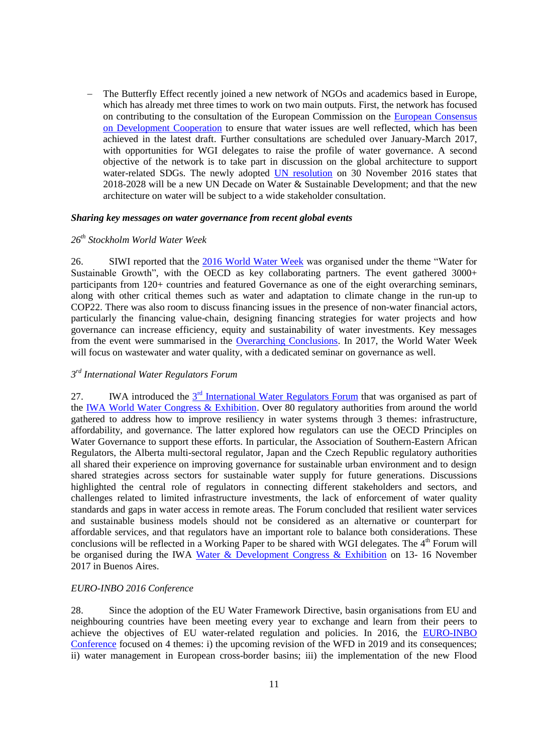- The Butterfly Effect recently joined a new network of NGOs and academics based in Europe, which has already met three times to work on two main outputs. First, the network has focused on contributing to the consultation of the European Commission on the European Consensus on Development Cooperation to ensure that water issues are well reflected, which has been achieved in the latest draft. Further consultations are scheduled over January-March 2017, with opportunities for WGI delegates to raise the profile of water governance. A second objective of the network is to take part in discussion on the global architecture to support water-related SDGs. The newly adopted UN resolution on 30 November 2016 states that 2018-2028 will be a new UN Decade on Water & Sustainable Development; and that the new architecture on water will be subject to a wide stakeholder consultation.

***Sharing key messages on water governance from recent global events***

*26th Stockholm World Water Week*

26. SIWI reported that the 2016 World Water Week was organised under the theme "Water for Sustainable Growth", with the OECD as key collaborating partners. The event gathered 3000+ participants from 120+ countries and featured Governance as one of the eight overarching seminars, along with other critical themes such as water and adaptation to climate change in the run-up to COP22. There was also room to discuss financing issues in the presence of non-water financial actors, particularly the financing value-chain, designing financing strategies for water projects and how governance can increase efficiency, equity and sustainability of water investments. Key messages from the event were summarised in the Overarching Conclusions. In 2017, the World Water Week will focus on wastewater and water quality, with a dedicated seminar on governance as well.

*3rd International Water Regulators Forum*

27. IWA introduced the 3rd International Water Regulators Forum that was organised as part of the IWA World Water Congress & Exhibition. Over 80 regulatory authorities from around the world gathered to address how to improve resiliency in water systems through 3 themes: infrastructure, affordability, and governance. The latter explored how regulators can use the OECD Principles on Water Governance to support these efforts. In particular, the Association of Southern-Eastern African Regulators, the Alberta multi-sectoral regulator, Japan and the Czech Republic regulatory authorities all shared their experience on improving governance for sustainable urban environment and to design shared strategies across sectors for sustainable water supply for future generations. Discussions highlighted the central role of regulators in connecting different stakeholders and sectors, and challenges related to limited infrastructure investments, the lack of enforcement of water quality standards and gaps in water access in remote areas. The Forum concluded that resilient water services and sustainable business models should not be considered as an alternative or counterpart for affordable services, and that regulators have an important role to balance both considerations. These conclusions will be reflected in a Working Paper to be shared with WGI delegates. The 4th Forum will be organised during the IWA Water & Development Congress & Exhibition on 13- 16 November 2017 in Buenos Aires.

*EURO-INBO 2016 Conference*

28. Since the adoption of the EU Water Framework Directive, basin organisations from EU and neighbouring countries have been meeting every year to exchange and learn from their peers to achieve the objectives of EU water-related regulation and policies. In 2016, the EURO-INBO Conference focused on 4 themes: i) the upcoming revision of the WFD in 2019 and its consequences; ii) water management in European cross-border basins; iii) the implementation of the new Flood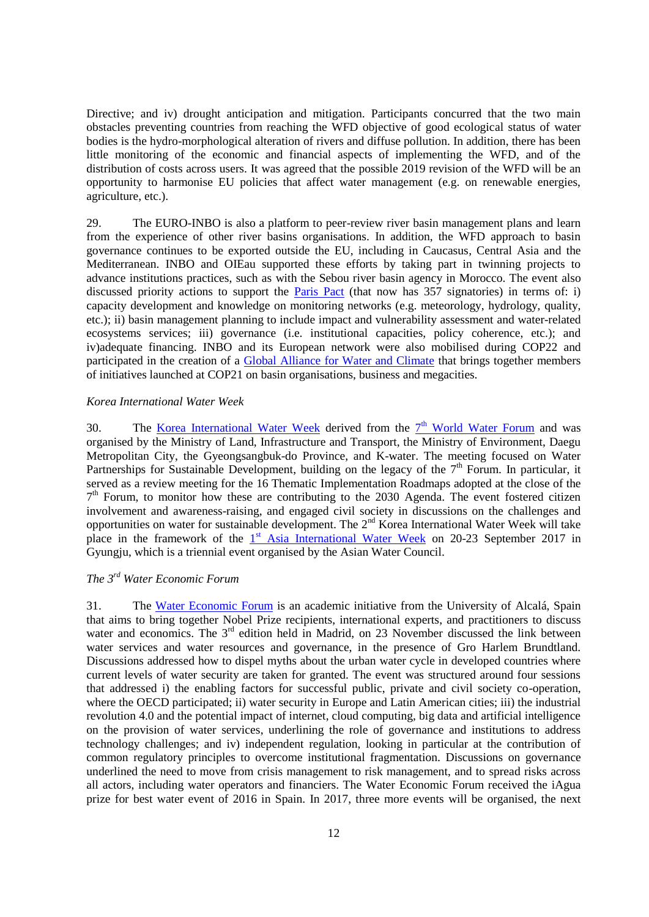Directive; and iv) drought anticipation and mitigation. Participants concurred that the two main obstacles preventing countries from reaching the WFD objective of good ecological status of water bodies is the hydro-morphological alteration of rivers and diffuse pollution. In addition, there has been little monitoring of the economic and financial aspects of implementing the WFD, and of the distribution of costs across users. It was agreed that the possible 2019 revision of the WFD will be an opportunity to harmonise EU policies that affect water management (e.g. on renewable energies, agriculture, etc.).

29. The EURO-INBO is also a platform to peer-review river basin management plans and learn from the experience of other river basins organisations. In addition, the WFD approach to basin governance continues to be exported outside the EU, including in Caucasus, Central Asia and the Mediterranean. INBO and OIEau supported these efforts by taking part in twinning projects to advance institutions practices, such as with the Sebou river basin agency in Morocco. The event also discussed priority actions to support the Paris Pact (that now has 357 signatories) in terms of: i) capacity development and knowledge on monitoring networks (e.g. meteorology, hydrology, quality, etc.); ii) basin management planning to include impact and vulnerability assessment and water-related ecosystems services; iii) governance (i.e. institutional capacities, policy coherence, etc.); and iv)adequate financing. INBO and its European network were also mobilised during COP22 and participated in the creation of a Global Alliance for Water and Climate that brings together members of initiatives launched at COP21 on basin organisations, business and megacities.

*Korea International Water Week*

30. The Korea International Water Week derived from the 7th World Water Forum and was organised by the Ministry of Land, Infrastructure and Transport, the Ministry of Environment, Daegu Metropolitan City, the Gyeongsangbuk-do Province, and K-water. The meeting focused on Water Partnerships for Sustainable Development, building on the legacy of the 7th Forum. In particular, it served as a review meeting for the 16 Thematic Implementation Roadmaps adopted at the close of the 7th Forum, to monitor how these are contributing to the 2030 Agenda. The event fostered citizen involvement and awareness-raising, and engaged civil society in discussions on the challenges and opportunities on water for sustainable development. The 2nd Korea International Water Week will take place in the framework of the 1st Asia International Water Week on 20-23 September 2017 in Gyungju, which is a triennial event organised by the Asian Water Council.

*The 3rd Water Economic Forum*

31. The Water Economic Forum is an academic initiative from the University of Alcalá, Spain that aims to bring together Nobel Prize recipients, international experts, and practitioners to discuss water and economics. The 3rd edition held in Madrid, on 23 November discussed the link between water services and water resources and governance, in the presence of Gro Harlem Brundtland. Discussions addressed how to dispel myths about the urban water cycle in developed countries where current levels of water security are taken for granted. The event was structured around four sessions that addressed i) the enabling factors for successful public, private and civil society co-operation, where the OECD participated; ii) water security in Europe and Latin American cities; iii) the industrial revolution 4.0 and the potential impact of internet, cloud computing, big data and artificial intelligence on the provision of water services, underlining the role of governance and institutions to address technology challenges; and iv) independent regulation, looking in particular at the contribution of common regulatory principles to overcome institutional fragmentation. Discussions on governance underlined the need to move from crisis management to risk management, and to spread risks across all actors, including water operators and financiers. The Water Economic Forum received the iAgua prize for best water event of 2016 in Spain. In 2017, three more events will be organised, the next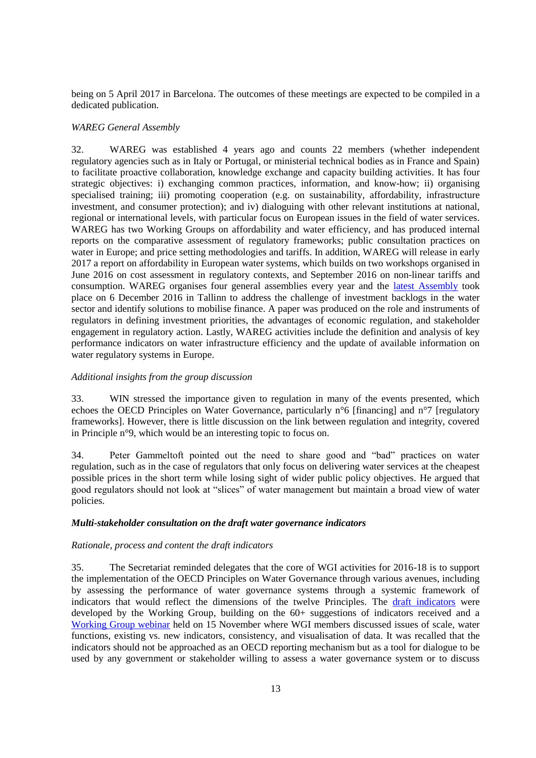being on 5 April 2017 in Barcelona. The outcomes of these meetings are expected to be compiled in a dedicated publication.

*WAREG General Assembly*

32. WAREG was established 4 years ago and counts 22 members (whether independent regulatory agencies such as in Italy or Portugal, or ministerial technical bodies as in France and Spain) to facilitate proactive collaboration, knowledge exchange and capacity building activities. It has four strategic objectives: i) exchanging common practices, information, and know-how; ii) organising specialised training; iii) promoting cooperation (e.g. on sustainability, affordability, infrastructure investment, and consumer protection); and iv) dialoguing with other relevant institutions at national, regional or international levels, with particular focus on European issues in the field of water services. WAREG has two Working Groups on affordability and water efficiency, and has produced internal reports on the comparative assessment of regulatory frameworks; public consultation practices on water in Europe; and price setting methodologies and tariffs. In addition, WAREG will release in early 2017 a report on affordability in European water systems, which builds on two workshops organised in June 2016 on cost assessment in regulatory contexts, and September 2016 on non-linear tariffs and consumption. WAREG organises four general assemblies every year and the latest Assembly took place on 6 December 2016 in Tallinn to address the challenge of investment backlogs in the water sector and identify solutions to mobilise finance. A paper was produced on the role and instruments of regulators in defining investment priorities, the advantages of economic regulation, and stakeholder engagement in regulatory action. Lastly, WAREG activities include the definition and analysis of key performance indicators on water infrastructure efficiency and the update of available information on water regulatory systems in Europe.

*Additional insights from the group discussion*

33. WIN stressed the importance given to regulation in many of the events presented, which echoes the OECD Principles on Water Governance, particularly n°6 [financing] and n°7 [regulatory frameworks]. However, there is little discussion on the link between regulation and integrity, covered in Principle n°9, which would be an interesting topic to focus on.

34. Peter Gammeltoft pointed out the need to share good and "bad" practices on water regulation, such as in the case of regulators that only focus on delivering water services at the cheapest possible prices in the short term while losing sight of wider public policy objectives. He argued that good regulators should not look at "slices" of water management but maintain a broad view of water policies.

***Multi-stakeholder consultation on the draft water governance indicators***

*Rationale, process and content the draft indicators*

35. The Secretariat reminded delegates that the core of WGI activities for 2016-18 is to support the implementation of the OECD Principles on Water Governance through various avenues, including by assessing the performance of water governance systems through a systemic framework of indicators that would reflect the dimensions of the twelve Principles. The draft indicators were developed by the Working Group, building on the 60+ suggestions of indicators received and a Working Group webinar held on 15 November where WGI members discussed issues of scale, water functions, existing vs. new indicators, consistency, and visualisation of data. It was recalled that the indicators should not be approached as an OECD reporting mechanism but as a tool for dialogue to be used by any government or stakeholder willing to assess a water governance system or to discuss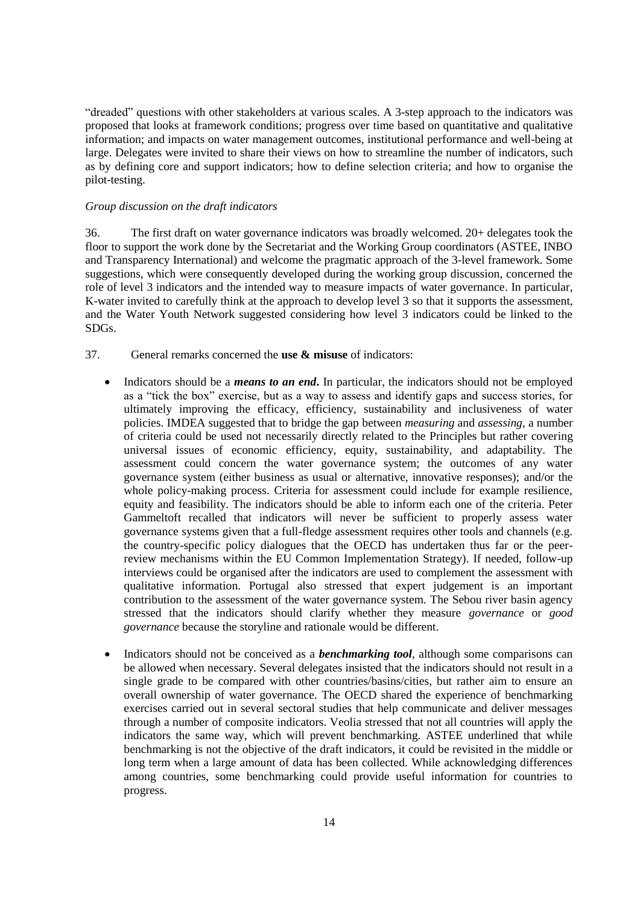"dreaded" questions with other stakeholders at various scales. A 3-step approach to the indicators was proposed that looks at framework conditions; progress over time based on quantitative and qualitative information; and impacts on water management outcomes, institutional performance and well-being at large. Delegates were invited to share their views on how to streamline the number of indicators, such as by defining core and support indicators; how to define selection criteria; and how to organise the pilot-testing.

*Group discussion on the draft indicators*

36. The first draft on water governance indicators was broadly welcomed. 20+ delegates took the floor to support the work done by the Secretariat and the Working Group coordinators (ASTEE, INBO and Transparency International) and welcome the pragmatic approach of the 3-level framework. Some suggestions, which were consequently developed during the working group discussion, concerned the role of level 3 indicators and the intended way to measure impacts of water governance. In particular, K-water invited to carefully think at the approach to develop level 3 so that it supports the assessment, and the Water Youth Network suggested considering how level 3 indicators could be linked to the SDGs.

37. General remarks concerned the **use & misuse** of indicators:

- Indicators should be a ***means to an end***. In particular, the indicators should not be employed as a "tick the box" exercise, but as a way to assess and identify gaps and success stories, for ultimately improving the efficacy, efficiency, sustainability and inclusiveness of water policies. IMDEA suggested that to bridge the gap between *measuring* and *assessing*, a number of criteria could be used not necessarily directly related to the Principles but rather covering universal issues of economic efficiency, equity, sustainability, and adaptability. The assessment could concern the water governance system; the outcomes of any water governance system (either business as usual or alternative, innovative responses); and/or the whole policy-making process. Criteria for assessment could include for example resilience, equity and feasibility. The indicators should be able to inform each one of the criteria. Peter Gammeltoft recalled that indicators will never be sufficient to properly assess water governance systems given that a full-fledge assessment requires other tools and channels (e.g. the country-specific policy dialogues that the OECD has undertaken thus far or the peer-review mechanisms within the EU Common Implementation Strategy). If needed, follow-up interviews could be organised after the indicators are used to complement the assessment with qualitative information. Portugal also stressed that expert judgement is an important contribution to the assessment of the water governance system. The Sebou river basin agency stressed that the indicators should clarify whether they measure *governance* or *good governance* because the storyline and rationale would be different.

- Indicators should not be conceived as a ***benchmarking tool***, although some comparisons can be allowed when necessary. Several delegates insisted that the indicators should not result in a single grade to be compared with other countries/basins/cities, but rather aim to ensure an overall ownership of water governance. The OECD shared the experience of benchmarking exercises carried out in several sectoral studies that help communicate and deliver messages through a number of composite indicators. Veolia stressed that not all countries will apply the indicators the same way, which will prevent benchmarking. ASTEE underlined that while benchmarking is not the objective of the draft indicators, it could be revisited in the middle or long term when a large amount of data has been collected. While acknowledging differences among countries, some benchmarking could provide useful information for countries to progress.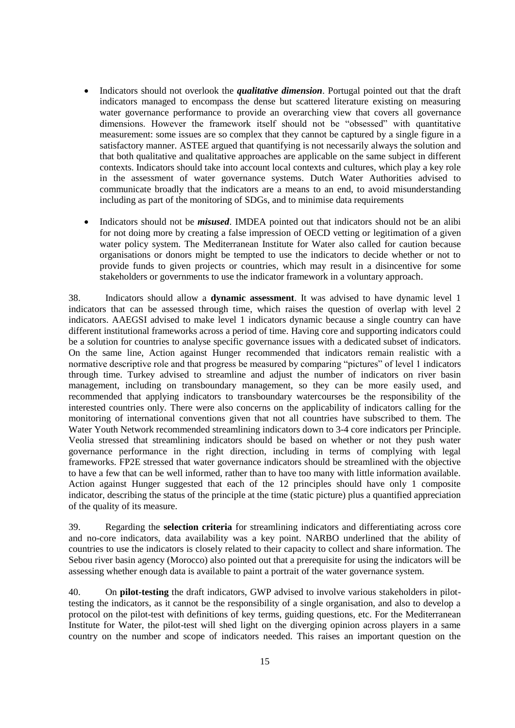- Indicators should not overlook the ***qualitative dimension***. Portugal pointed out that the draft indicators managed to encompass the dense but scattered literature existing on measuring water governance performance to provide an overarching view that covers all governance dimensions. However the framework itself should not be "obsessed" with quantitative measurement: some issues are so complex that they cannot be captured by a single figure in a satisfactory manner. ASTEE argued that quantifying is not necessarily always the solution and that both qualitative and qualitative approaches are applicable on the same subject in different contexts. Indicators should take into account local contexts and cultures, which play a key role in the assessment of water governance systems. Dutch Water Authorities advised to communicate broadly that the indicators are a means to an end, to avoid misunderstanding including as part of the monitoring of SDGs, and to minimise data requirements

- Indicators should not be ***misused***. IMDEA pointed out that indicators should not be an alibi for not doing more by creating a false impression of OECD vetting or legitimation of a given water policy system. The Mediterranean Institute for Water also called for caution because organisations or donors might be tempted to use the indicators to decide whether or not to provide funds to given projects or countries, which may result in a disincentive for some stakeholders or governments to use the indicator framework in a voluntary approach.

38. Indicators should allow a **dynamic assessment**. It was advised to have dynamic level 1 indicators that can be assessed through time, which raises the question of overlap with level 2 indicators. AAEGSI advised to make level 1 indicators dynamic because a single country can have different institutional frameworks across a period of time. Having core and supporting indicators could be a solution for countries to analyse specific governance issues with a dedicated subset of indicators. On the same line, Action against Hunger recommended that indicators remain realistic with a normative descriptive role and that progress be measured by comparing "pictures" of level 1 indicators through time. Turkey advised to streamline and adjust the number of indicators on river basin management, including on transboundary management, so they can be more easily used, and recommended that applying indicators to transboundary watercourses be the responsibility of the interested countries only. There were also concerns on the applicability of indicators calling for the monitoring of international conventions given that not all countries have subscribed to them. The Water Youth Network recommended streamlining indicators down to 3-4 core indicators per Principle. Veolia stressed that streamlining indicators should be based on whether or not they push water governance performance in the right direction, including in terms of complying with legal frameworks. FP2E stressed that water governance indicators should be streamlined with the objective to have a few that can be well informed, rather than to have too many with little information available. Action against Hunger suggested that each of the 12 principles should have only 1 composite indicator, describing the status of the principle at the time (static picture) plus a quantified appreciation of the quality of its measure.

39. Regarding the **selection criteria** for streamlining indicators and differentiating across core and no-core indicators, data availability was a key point. NARBO underlined that the ability of countries to use the indicators is closely related to their capacity to collect and share information. The Sebou river basin agency (Morocco) also pointed out that a prerequisite for using the indicators will be assessing whether enough data is available to paint a portrait of the water governance system.

40. On **pilot-testing** the draft indicators, GWP advised to involve various stakeholders in pilot-testing the indicators, as it cannot be the responsibility of a single organisation, and also to develop a protocol on the pilot-test with definitions of key terms, guiding questions, etc. For the Mediterranean Institute for Water, the pilot-test will shed light on the diverging opinion across players in a same country on the number and scope of indicators needed. This raises an important question on the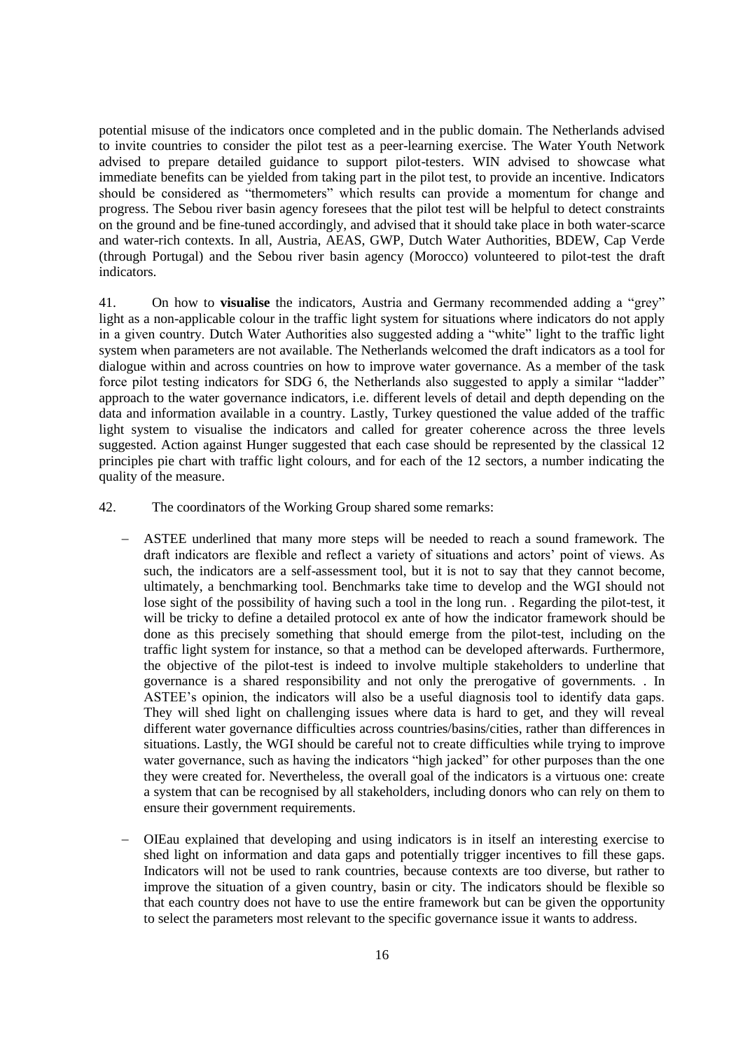potential misuse of the indicators once completed and in the public domain. The Netherlands advised to invite countries to consider the pilot test as a peer-learning exercise. The Water Youth Network advised to prepare detailed guidance to support pilot-testers. WIN advised to showcase what immediate benefits can be yielded from taking part in the pilot test, to provide an incentive. Indicators should be considered as "thermometers" which results can provide a momentum for change and progress. The Sebou river basin agency foresees that the pilot test will be helpful to detect constraints on the ground and be fine-tuned accordingly, and advised that it should take place in both water-scarce and water-rich contexts. In all, Austria, AEAS, GWP, Dutch Water Authorities, BDEW, Cap Verde (through Portugal) and the Sebou river basin agency (Morocco) volunteered to pilot-test the draft indicators.

41. On how to **visualise** the indicators, Austria and Germany recommended adding a "grey" light as a non-applicable colour in the traffic light system for situations where indicators do not apply in a given country. Dutch Water Authorities also suggested adding a "white" light to the traffic light system when parameters are not available. The Netherlands welcomed the draft indicators as a tool for dialogue within and across countries on how to improve water governance. As a member of the task force pilot testing indicators for SDG 6, the Netherlands also suggested to apply a similar "ladder" approach to the water governance indicators, i.e. different levels of detail and depth depending on the data and information available in a country. Lastly, Turkey questioned the value added of the traffic light system to visualise the indicators and called for greater coherence across the three levels suggested. Action against Hunger suggested that each case should be represented by the classical 12 principles pie chart with traffic light colours, and for each of the 12 sectors, a number indicating the quality of the measure.

42. The coordinators of the Working Group shared some remarks:

- ASTEE underlined that many more steps will be needed to reach a sound framework. The draft indicators are flexible and reflect a variety of situations and actors' point of views. As such, the indicators are a self-assessment tool, but it is not to say that they cannot become, ultimately, a benchmarking tool. Benchmarks take time to develop and the WGI should not lose sight of the possibility of having such a tool in the long run. . Regarding the pilot-test, it will be tricky to define a detailed protocol ex ante of how the indicator framework should be done as this precisely something that should emerge from the pilot-test, including on the traffic light system for instance, so that a method can be developed afterwards. Furthermore, the objective of the pilot-test is indeed to involve multiple stakeholders to underline that governance is a shared responsibility and not only the prerogative of governments. . In ASTEE's opinion, the indicators will also be a useful diagnosis tool to identify data gaps. They will shed light on challenging issues where data is hard to get, and they will reveal different water governance difficulties across countries/basins/cities, rather than differences in situations. Lastly, the WGI should be careful not to create difficulties while trying to improve water governance, such as having the indicators "high jacked" for other purposes than the one they were created for. Nevertheless, the overall goal of the indicators is a virtuous one: create a system that can be recognised by all stakeholders, including donors who can rely on them to ensure their government requirements.

- OIEau explained that developing and using indicators is in itself an interesting exercise to shed light on information and data gaps and potentially trigger incentives to fill these gaps. Indicators will not be used to rank countries, because contexts are too diverse, but rather to improve the situation of a given country, basin or city. The indicators should be flexible so that each country does not have to use the entire framework but can be given the opportunity to select the parameters most relevant to the specific governance issue it wants to address.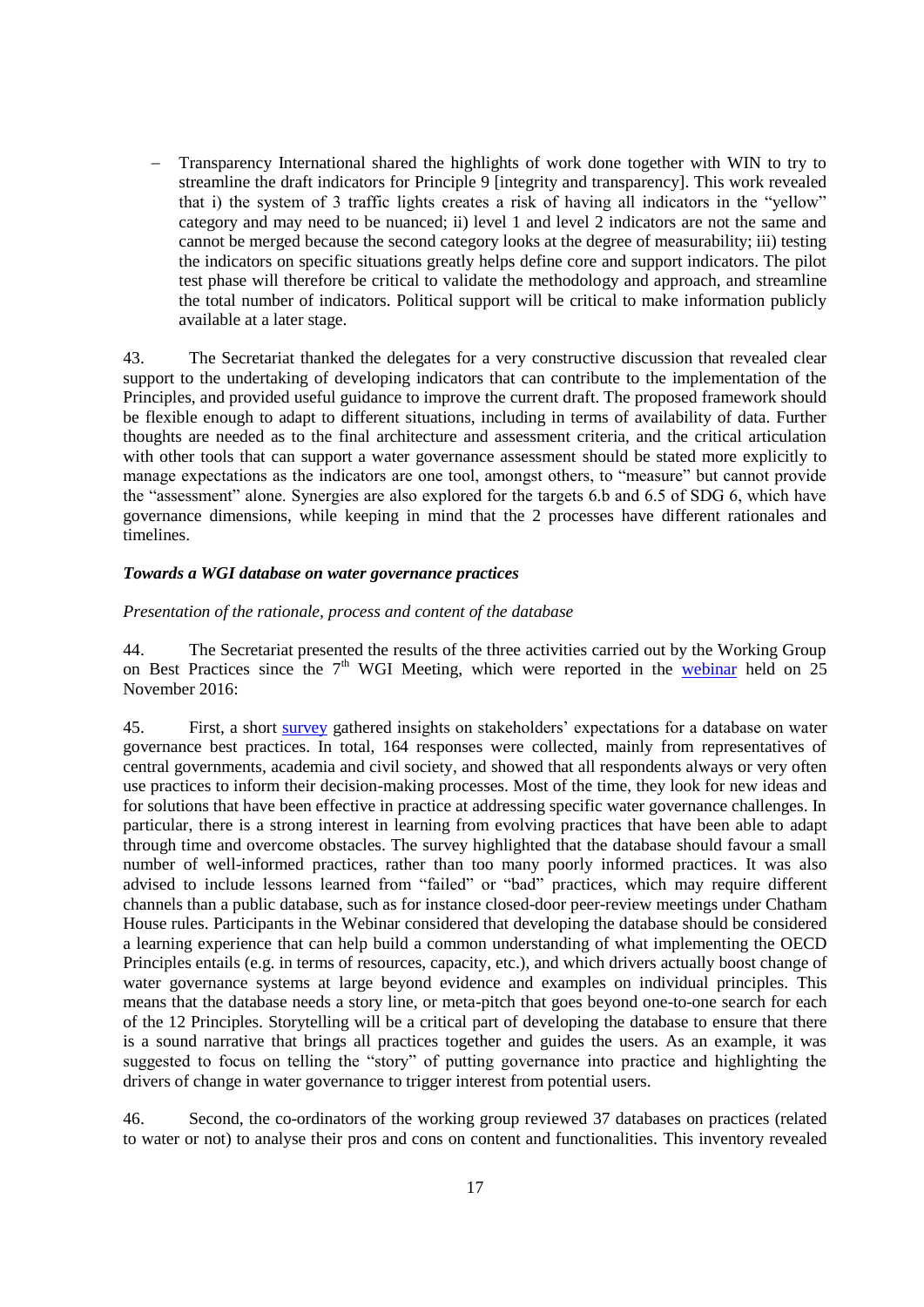- Transparency International shared the highlights of work done together with WIN to try to streamline the draft indicators for Principle 9 [integrity and transparency]. This work revealed that i) the system of 3 traffic lights creates a risk of having all indicators in the "yellow" category and may need to be nuanced; ii) level 1 and level 2 indicators are not the same and cannot be merged because the second category looks at the degree of measurability; iii) testing the indicators on specific situations greatly helps define core and support indicators. The pilot test phase will therefore be critical to validate the methodology and approach, and streamline the total number of indicators. Political support will be critical to make information publicly available at a later stage.

43. The Secretariat thanked the delegates for a very constructive discussion that revealed clear support to the undertaking of developing indicators that can contribute to the implementation of the Principles, and provided useful guidance to improve the current draft. The proposed framework should be flexible enough to adapt to different situations, including in terms of availability of data. Further thoughts are needed as to the final architecture and assessment criteria, and the critical articulation with other tools that can support a water governance assessment should be stated more explicitly to manage expectations as the indicators are one tool, amongst others, to "measure" but cannot provide the "assessment" alone. Synergies are also explored for the targets 6.b and 6.5 of SDG 6, which have governance dimensions, while keeping in mind that the 2 processes have different rationales and timelines.

***Towards a WGI database on water governance practices***

*Presentation of the rationale, process and content of the database*

44. The Secretariat presented the results of the three activities carried out by the Working Group on Best Practices since the 7th WGI Meeting, which were reported in the webinar held on 25 November 2016:

45. First, a short survey gathered insights on stakeholders' expectations for a database on water governance best practices. In total, 164 responses were collected, mainly from representatives of central governments, academia and civil society, and showed that all respondents always or very often use practices to inform their decision-making processes. Most of the time, they look for new ideas and for solutions that have been effective in practice at addressing specific water governance challenges. In particular, there is a strong interest in learning from evolving practices that have been able to adapt through time and overcome obstacles. The survey highlighted that the database should favour a small number of well-informed practices, rather than too many poorly informed practices. It was also advised to include lessons learned from "failed" or "bad" practices, which may require different channels than a public database, such as for instance closed-door peer-review meetings under Chatham House rules. Participants in the Webinar considered that developing the database should be considered a learning experience that can help build a common understanding of what implementing the OECD Principles entails (e.g. in terms of resources, capacity, etc.), and which drivers actually boost change of water governance systems at large beyond evidence and examples on individual principles. This means that the database needs a story line, or meta-pitch that goes beyond one-to-one search for each of the 12 Principles. Storytelling will be a critical part of developing the database to ensure that there is a sound narrative that brings all practices together and guides the users. As an example, it was suggested to focus on telling the "story" of putting governance into practice and highlighting the drivers of change in water governance to trigger interest from potential users.

46. Second, the co-ordinators of the working group reviewed 37 databases on practices (related to water or not) to analyse their pros and cons on content and functionalities. This inventory revealed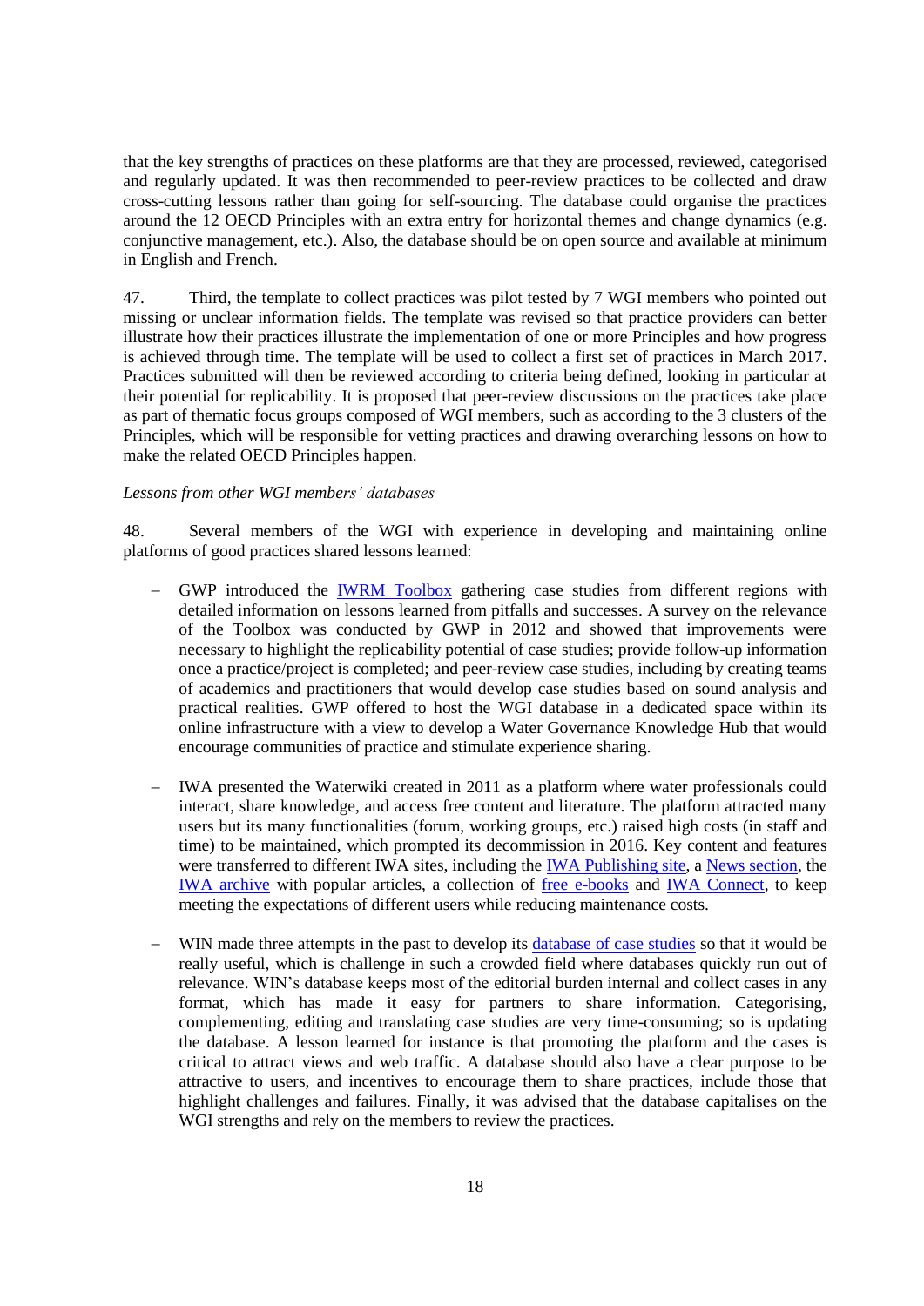that the key strengths of practices on these platforms are that they are processed, reviewed, categorised and regularly updated. It was then recommended to peer-review practices to be collected and draw cross-cutting lessons rather than going for self-sourcing. The database could organise the practices around the 12 OECD Principles with an extra entry for horizontal themes and change dynamics (e.g. conjunctive management, etc.). Also, the database should be on open source and available at minimum in English and French.

47. Third, the template to collect practices was pilot tested by 7 WGI members who pointed out missing or unclear information fields. The template was revised so that practice providers can better illustrate how their practices illustrate the implementation of one or more Principles and how progress is achieved through time. The template will be used to collect a first set of practices in March 2017. Practices submitted will then be reviewed according to criteria being defined, looking in particular at their potential for replicability. It is proposed that peer-review discussions on the practices take place as part of thematic focus groups composed of WGI members, such as according to the 3 clusters of the Principles, which will be responsible for vetting practices and drawing overarching lessons on how to make the related OECD Principles happen.

*Lessons from other WGI members' databases*

48. Several members of the WGI with experience in developing and maintaining online platforms of good practices shared lessons learned:

- GWP introduced the IWRM Toolbox gathering case studies from different regions with detailed information on lessons learned from pitfalls and successes. A survey on the relevance of the Toolbox was conducted by GWP in 2012 and showed that improvements were necessary to highlight the replicability potential of case studies; provide follow-up information once a practice/project is completed; and peer-review case studies, including by creating teams of academics and practitioners that would develop case studies based on sound analysis and practical realities. GWP offered to host the WGI database in a dedicated space within its online infrastructure with a view to develop a Water Governance Knowledge Hub that would encourage communities of practice and stimulate experience sharing.

- IWA presented the Waterwiki created in 2011 as a platform where water professionals could interact, share knowledge, and access free content and literature. The platform attracted many users but its many functionalities (forum, working groups, etc.) raised high costs (in staff and time) to be maintained, which prompted its decommission in 2016. Key content and features were transferred to different IWA sites, including the IWA Publishing site, a News section, the IWA archive with popular articles, a collection of free e-books and IWA Connect, to keep meeting the expectations of different users while reducing maintenance costs.

- WIN made three attempts in the past to develop its database of case studies so that it would be really useful, which is challenge in such a crowded field where databases quickly run out of relevance. WIN's database keeps most of the editorial burden internal and collect cases in any format, which has made it easy for partners to share information. Categorising, complementing, editing and translating case studies are very time-consuming; so is updating the database. A lesson learned for instance is that promoting the platform and the cases is critical to attract views and web traffic. A database should also have a clear purpose to be attractive to users, and incentives to encourage them to share practices, include those that highlight challenges and failures. Finally, it was advised that the database capitalises on the WGI strengths and rely on the members to review the practices.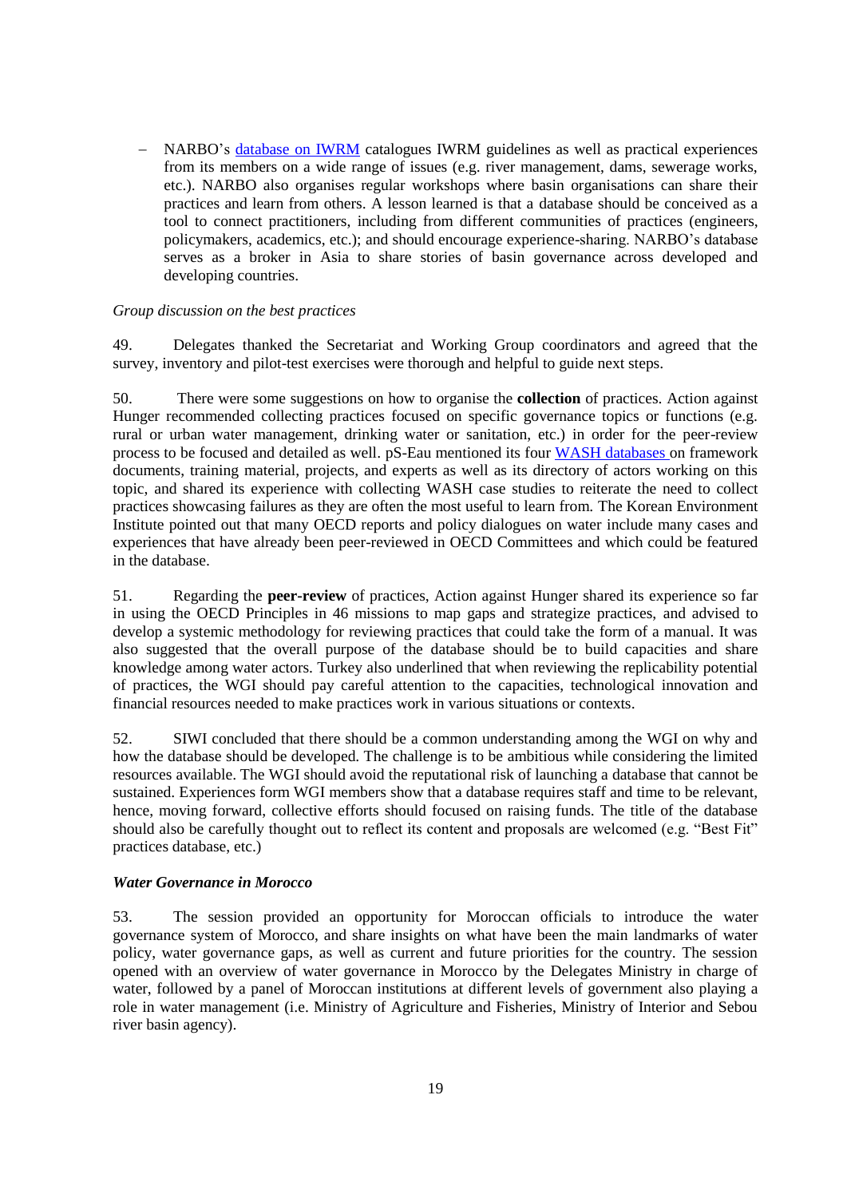– NARBO's database on IWRM catalogues IWRM guidelines as well as practical experiences from its members on a wide range of issues (e.g. river management, dams, sewerage works, etc.). NARBO also organises regular workshops where basin organisations can share their practices and learn from others. A lesson learned is that a database should be conceived as a tool to connect practitioners, including from different communities of practices (engineers, policymakers, academics, etc.); and should encourage experience-sharing. NARBO's database serves as a broker in Asia to share stories of basin governance across developed and developing countries.

*Group discussion on the best practices*

49. Delegates thanked the Secretariat and Working Group coordinators and agreed that the survey, inventory and pilot-test exercises were thorough and helpful to guide next steps.

50. There were some suggestions on how to organise the **collection** of practices. Action against Hunger recommended collecting practices focused on specific governance topics or functions (e.g. rural or urban water management, drinking water or sanitation, etc.) in order for the peer-review process to be focused and detailed as well. pS-Eau mentioned its four WASH databases on framework documents, training material, projects, and experts as well as its directory of actors working on this topic, and shared its experience with collecting WASH case studies to reiterate the need to collect practices showcasing failures as they are often the most useful to learn from. The Korean Environment Institute pointed out that many OECD reports and policy dialogues on water include many cases and experiences that have already been peer-reviewed in OECD Committees and which could be featured in the database.

51. Regarding the **peer-review** of practices, Action against Hunger shared its experience so far in using the OECD Principles in 46 missions to map gaps and strategize practices, and advised to develop a systemic methodology for reviewing practices that could take the form of a manual. It was also suggested that the overall purpose of the database should be to build capacities and share knowledge among water actors. Turkey also underlined that when reviewing the replicability potential of practices, the WGI should pay careful attention to the capacities, technological innovation and financial resources needed to make practices work in various situations or contexts.

52. SIWI concluded that there should be a common understanding among the WGI on why and how the database should be developed. The challenge is to be ambitious while considering the limited resources available. The WGI should avoid the reputational risk of launching a database that cannot be sustained. Experiences form WGI members show that a database requires staff and time to be relevant, hence, moving forward, collective efforts should focused on raising funds. The title of the database should also be carefully thought out to reflect its content and proposals are welcomed (e.g. "Best Fit" practices database, etc.)

***Water Governance in Morocco***

53. The session provided an opportunity for Moroccan officials to introduce the water governance system of Morocco, and share insights on what have been the main landmarks of water policy, water governance gaps, as well as current and future priorities for the country. The session opened with an overview of water governance in Morocco by the Delegates Ministry in charge of water, followed by a panel of Moroccan institutions at different levels of government also playing a role in water management (i.e. Ministry of Agriculture and Fisheries, Ministry of Interior and Sebou river basin agency).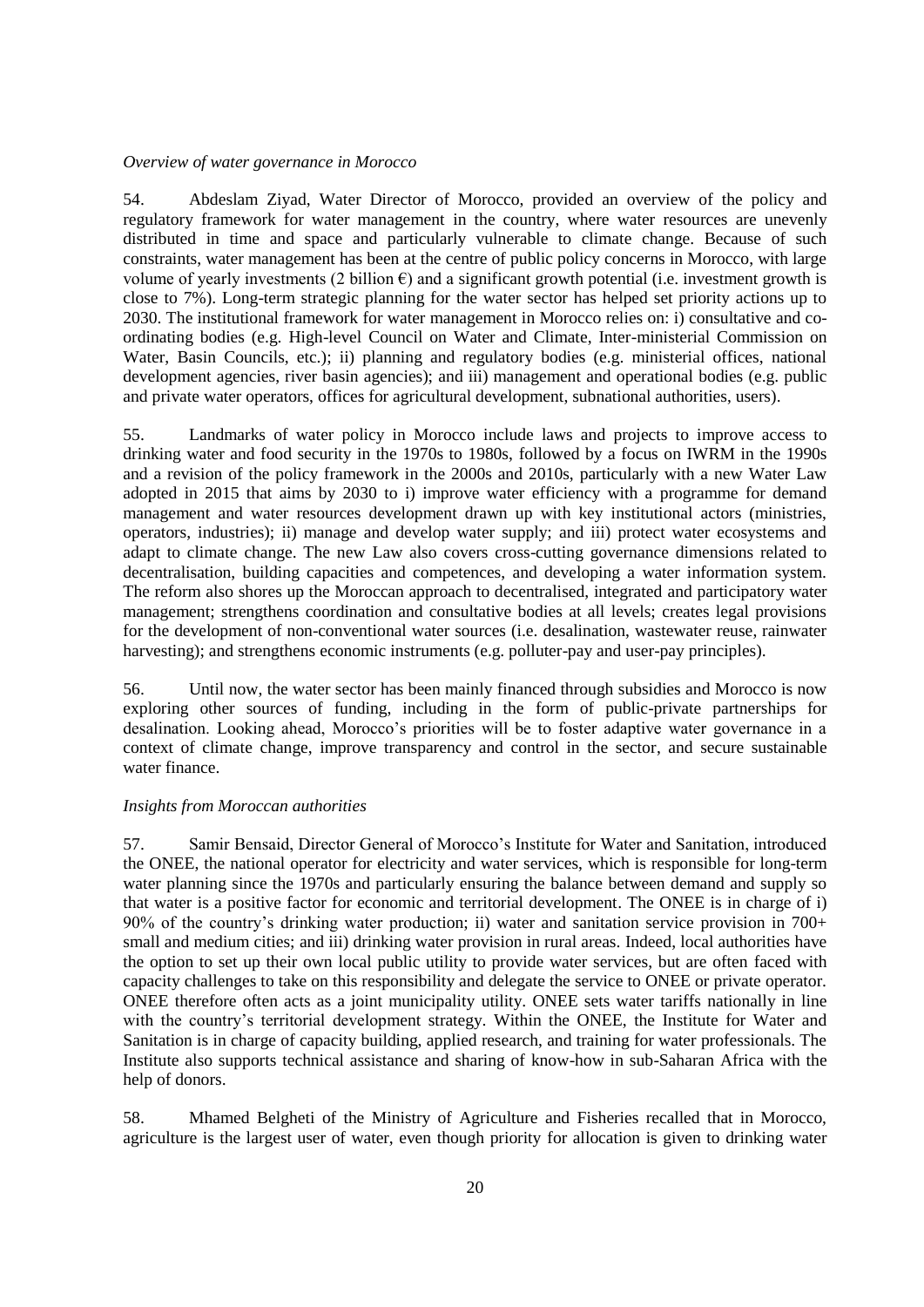*Overview of water governance in Morocco*

54. Abdeslam Ziyad, Water Director of Morocco, provided an overview of the policy and regulatory framework for water management in the country, where water resources are unevenly distributed in time and space and particularly vulnerable to climate change. Because of such constraints, water management has been at the centre of public policy concerns in Morocco, with large volume of yearly investments (2 billion €) and a significant growth potential (i.e. investment growth is close to 7%). Long-term strategic planning for the water sector has helped set priority actions up to 2030. The institutional framework for water management in Morocco relies on: i) consultative and co-ordinating bodies (e.g. High-level Council on Water and Climate, Inter-ministerial Commission on Water, Basin Councils, etc.); ii) planning and regulatory bodies (e.g. ministerial offices, national development agencies, river basin agencies); and iii) management and operational bodies (e.g. public and private water operators, offices for agricultural development, subnational authorities, users).

55. Landmarks of water policy in Morocco include laws and projects to improve access to drinking water and food security in the 1970s to 1980s, followed by a focus on IWRM in the 1990s and a revision of the policy framework in the 2000s and 2010s, particularly with a new Water Law adopted in 2015 that aims by 2030 to i) improve water efficiency with a programme for demand management and water resources development drawn up with key institutional actors (ministries, operators, industries); ii) manage and develop water supply; and iii) protect water ecosystems and adapt to climate change. The new Law also covers cross-cutting governance dimensions related to decentralisation, building capacities and competences, and developing a water information system. The reform also shores up the Moroccan approach to decentralised, integrated and participatory water management; strengthens coordination and consultative bodies at all levels; creates legal provisions for the development of non-conventional water sources (i.e. desalination, wastewater reuse, rainwater harvesting); and strengthens economic instruments (e.g. polluter-pay and user-pay principles).

56. Until now, the water sector has been mainly financed through subsidies and Morocco is now exploring other sources of funding, including in the form of public-private partnerships for desalination. Looking ahead, Morocco's priorities will be to foster adaptive water governance in a context of climate change, improve transparency and control in the sector, and secure sustainable water finance.

*Insights from Moroccan authorities*

57. Samir Bensaid, Director General of Morocco's Institute for Water and Sanitation, introduced the ONEE, the national operator for electricity and water services, which is responsible for long-term water planning since the 1970s and particularly ensuring the balance between demand and supply so that water is a positive factor for economic and territorial development. The ONEE is in charge of i) 90% of the country's drinking water production; ii) water and sanitation service provision in 700+ small and medium cities; and iii) drinking water provision in rural areas. Indeed, local authorities have the option to set up their own local public utility to provide water services, but are often faced with capacity challenges to take on this responsibility and delegate the service to ONEE or private operator. ONEE therefore often acts as a joint municipality utility. ONEE sets water tariffs nationally in line with the country's territorial development strategy. Within the ONEE, the Institute for Water and Sanitation is in charge of capacity building, applied research, and training for water professionals. The Institute also supports technical assistance and sharing of know-how in sub-Saharan Africa with the help of donors.

58. Mhamed Belgheti of the Ministry of Agriculture and Fisheries recalled that in Morocco, agriculture is the largest user of water, even though priority for allocation is given to drinking water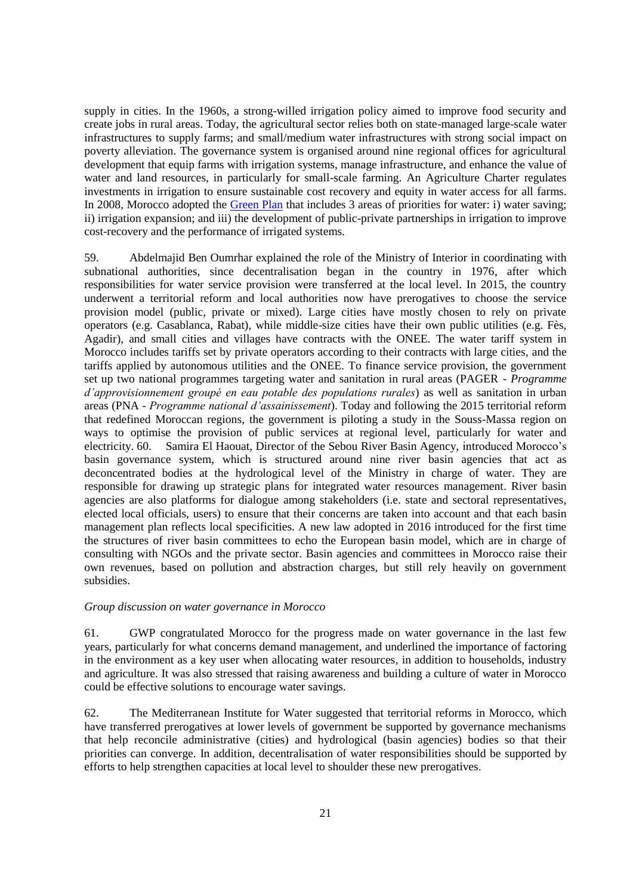supply in cities. In the 1960s, a strong-willed irrigation policy aimed to improve food security and create jobs in rural areas. Today, the agricultural sector relies both on state-managed large-scale water infrastructures to supply farms; and small/medium water infrastructures with strong social impact on poverty alleviation. The governance system is organised around nine regional offices for agricultural development that equip farms with irrigation systems, manage infrastructure, and enhance the value of water and land resources, in particular for small-scale farming. An Agriculture Charter regulates investments in irrigation to ensure sustainable cost recovery and equity in water access for all farms. In 2008, Morocco adopted the Green Plan that includes 3 areas of priorities for water: i) water saving; ii) irrigation expansion; and iii) the development of public-private partnerships in irrigation to improve cost-recovery and the performance of irrigated systems.

59. Abdelmajid Ben Oumrhar explained the role of the Ministry of Interior in coordinating with subnational authorities, since decentralisation began in the country in 1976, after which responsibilities for water service provision were transferred at the local level. In 2015, the country underwent a territorial reform and local authorities now have prerogatives to choose the service provision model (public, private or mixed). Large cities have mostly chosen to rely on private operators (e.g. Casablanca, Rabat), while middle-size cities have their own public utilities (e.g. Fès, Agadir), and small cities and villages have contracts with the ONEE. The water tariff system in Morocco includes tariffs set by private operators according to their contracts with large cities, and the tariffs applied by autonomous utilities and the ONEE. To finance service provision, the government set up two national programmes targeting water and sanitation in rural areas (PAGER - *Programme d'approvisionnement groupé en eau potable des populations rurales*) as well as sanitation in urban areas (PNA - *Programme national d'assainissement*). Today and following the 2015 territorial reform that redefined Moroccan regions, the government is piloting a study in the Souss-Massa region on ways to optimise the provision of public services at regional level, particularly for water and electricity. 60. Samira El Haouat, Director of the Sebou River Basin Agency, introduced Morocco's basin governance system, which is structured around nine river basin agencies that act as deconcentrated bodies at the hydrological level of the Ministry in charge of water. They are responsible for drawing up strategic plans for integrated water resources management. River basin agencies are also platforms for dialogue among stakeholders (i.e. state and sectoral representatives, elected local officials, users) to ensure that their concerns are taken into account and that each basin management plan reflects local specificities. A new law adopted in 2016 introduced for the first time the structures of river basin committees to echo the European basin model, which are in charge of consulting with NGOs and the private sector. Basin agencies and committees in Morocco raise their own revenues, based on pollution and abstraction charges, but still rely heavily on government subsidies.

*Group discussion on water governance in Morocco*

61. GWP congratulated Morocco for the progress made on water governance in the last few years, particularly for what concerns demand management, and underlined the importance of factoring in the environment as a key user when allocating water resources, in addition to households, industry and agriculture. It was also stressed that raising awareness and building a culture of water in Morocco could be effective solutions to encourage water savings.

62. The Mediterranean Institute for Water suggested that territorial reforms in Morocco, which have transferred prerogatives at lower levels of government be supported by governance mechanisms that help reconcile administrative (cities) and hydrological (basin agencies) bodies so that their priorities can converge. In addition, decentralisation of water responsibilities should be supported by efforts to help strengthen capacities at local level to shoulder these new prerogatives.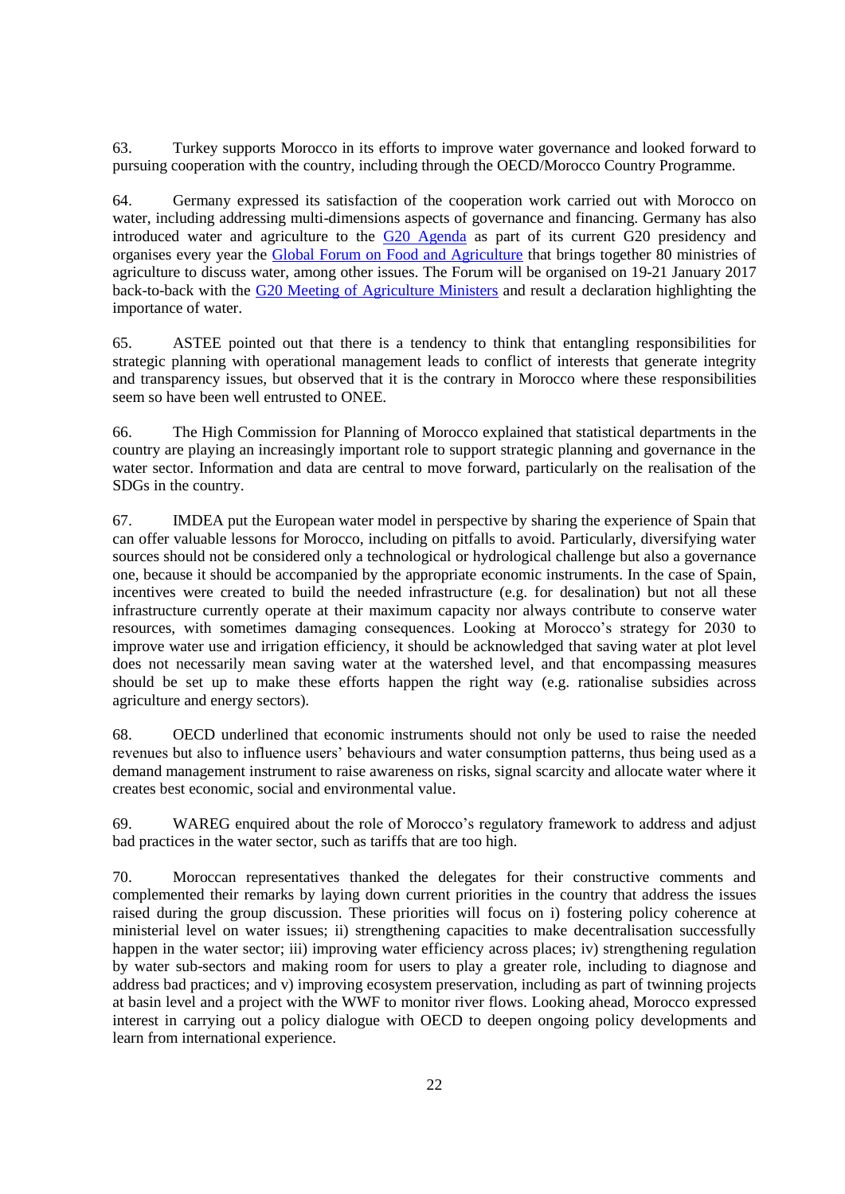63. Turkey supports Morocco in its efforts to improve water governance and looked forward to pursuing cooperation with the country, including through the OECD/Morocco Country Programme.

64. Germany expressed its satisfaction of the cooperation work carried out with Morocco on water, including addressing multi-dimensions aspects of governance and financing. Germany has also introduced water and agriculture to the G20 Agenda as part of its current G20 presidency and organises every year the Global Forum on Food and Agriculture that brings together 80 ministries of agriculture to discuss water, among other issues. The Forum will be organised on 19-21 January 2017 back-to-back with the G20 Meeting of Agriculture Ministers and result a declaration highlighting the importance of water.

65. ASTEE pointed out that there is a tendency to think that entangling responsibilities for strategic planning with operational management leads to conflict of interests that generate integrity and transparency issues, but observed that it is the contrary in Morocco where these responsibilities seem so have been well entrusted to ONEE.

66. The High Commission for Planning of Morocco explained that statistical departments in the country are playing an increasingly important role to support strategic planning and governance in the water sector. Information and data are central to move forward, particularly on the realisation of the SDGs in the country.

67. IMDEA put the European water model in perspective by sharing the experience of Spain that can offer valuable lessons for Morocco, including on pitfalls to avoid. Particularly, diversifying water sources should not be considered only a technological or hydrological challenge but also a governance one, because it should be accompanied by the appropriate economic instruments. In the case of Spain, incentives were created to build the needed infrastructure (e.g. for desalination) but not all these infrastructure currently operate at their maximum capacity nor always contribute to conserve water resources, with sometimes damaging consequences. Looking at Morocco's strategy for 2030 to improve water use and irrigation efficiency, it should be acknowledged that saving water at plot level does not necessarily mean saving water at the watershed level, and that encompassing measures should be set up to make these efforts happen the right way (e.g. rationalise subsidies across agriculture and energy sectors).

68. OECD underlined that economic instruments should not only be used to raise the needed revenues but also to influence users' behaviours and water consumption patterns, thus being used as a demand management instrument to raise awareness on risks, signal scarcity and allocate water where it creates best economic, social and environmental value.

69. WAREG enquired about the role of Morocco's regulatory framework to address and adjust bad practices in the water sector, such as tariffs that are too high.

70. Moroccan representatives thanked the delegates for their constructive comments and complemented their remarks by laying down current priorities in the country that address the issues raised during the group discussion. These priorities will focus on i) fostering policy coherence at ministerial level on water issues; ii) strengthening capacities to make decentralisation successfully happen in the water sector; iii) improving water efficiency across places; iv) strengthening regulation by water sub-sectors and making room for users to play a greater role, including to diagnose and address bad practices; and v) improving ecosystem preservation, including as part of twinning projects at basin level and a project with the WWF to monitor river flows. Looking ahead, Morocco expressed interest in carrying out a policy dialogue with OECD to deepen ongoing policy developments and learn from international experience.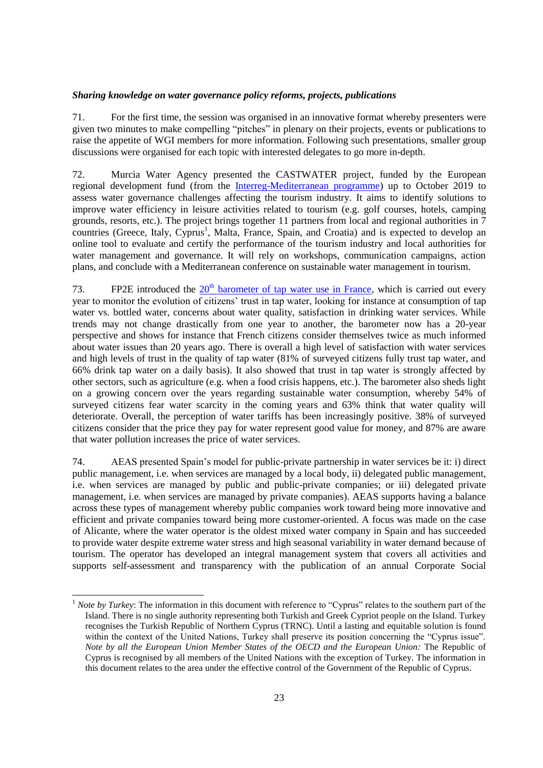***Sharing knowledge on water governance policy reforms, projects, publications***

71. For the first time, the session was organised in an innovative format whereby presenters were given two minutes to make compelling "pitches" in plenary on their projects, events or publications to raise the appetite of WGI members for more information. Following such presentations, smaller group discussions were organised for each topic with interested delegates to go more in-depth.

72. Murcia Water Agency presented the CASTWATER project, funded by the European regional development fund (from the Interreg-Mediterranean programme) up to October 2019 to assess water governance challenges affecting the tourism industry. It aims to identify solutions to improve water efficiency in leisure activities related to tourism (e.g. golf courses, hotels, camping grounds, resorts, etc.). The project brings together 11 partners from local and regional authorities in 7 countries (Greece, Italy, Cyprus[1], Malta, France, Spain, and Croatia) and is expected to develop an online tool to evaluate and certify the performance of the tourism industry and local authorities for water management and governance. It will rely on workshops, communication campaigns, action plans, and conclude with a Mediterranean conference on sustainable water management in tourism.

73. FP2E introduced the 20th barometer of tap water use in France, which is carried out every year to monitor the evolution of citizens' trust in tap water, looking for instance at consumption of tap water vs. bottled water, concerns about water quality, satisfaction in drinking water services. While trends may not change drastically from one year to another, the barometer now has a 20-year perspective and shows for instance that French citizens consider themselves twice as much informed about water issues than 20 years ago. There is overall a high level of satisfaction with water services and high levels of trust in the quality of tap water (81% of surveyed citizens fully trust tap water, and 66% drink tap water on a daily basis). It also showed that trust in tap water is strongly affected by other sectors, such as agriculture (e.g. when a food crisis happens, etc.). The barometer also sheds light on a growing concern over the years regarding sustainable water consumption, whereby 54% of surveyed citizens fear water scarcity in the coming years and 63% think that water quality will deteriorate. Overall, the perception of water tariffs has been increasingly positive. 38% of surveyed citizens consider that the price they pay for water represent good value for money, and 87% are aware that water pollution increases the price of water services.

74. AEAS presented Spain's model for public-private partnership in water services be it: i) direct public management, i.e. when services are managed by a local body, ii) delegated public management, i.e. when services are managed by public and public-private companies; or iii) delegated private management, i.e. when services are managed by private companies). AEAS supports having a balance across these types of management whereby public companies work toward being more innovative and efficient and private companies toward being more customer-oriented. A focus was made on the case of Alicante, where the water operator is the oldest mixed water company in Spain and has succeeded to provide water despite extreme water stress and high seasonal variability in water demand because of tourism. The operator has developed an integral management system that covers all activities and supports self-assessment and transparency with the publication of an annual Corporate Social

---

[1] *Note by Turkey*: The information in this document with reference to "Cyprus" relates to the southern part of the Island. There is no single authority representing both Turkish and Greek Cypriot people on the Island. Turkey recognises the Turkish Republic of Northern Cyprus (TRNC). Until a lasting and equitable solution is found within the context of the United Nations, Turkey shall preserve its position concerning the "Cyprus issue". *Note by all the European Union Member States of the OECD and the European Union:* The Republic of Cyprus is recognised by all members of the United Nations with the exception of Turkey. The information in this document relates to the area under the effective control of the Government of the Republic of Cyprus.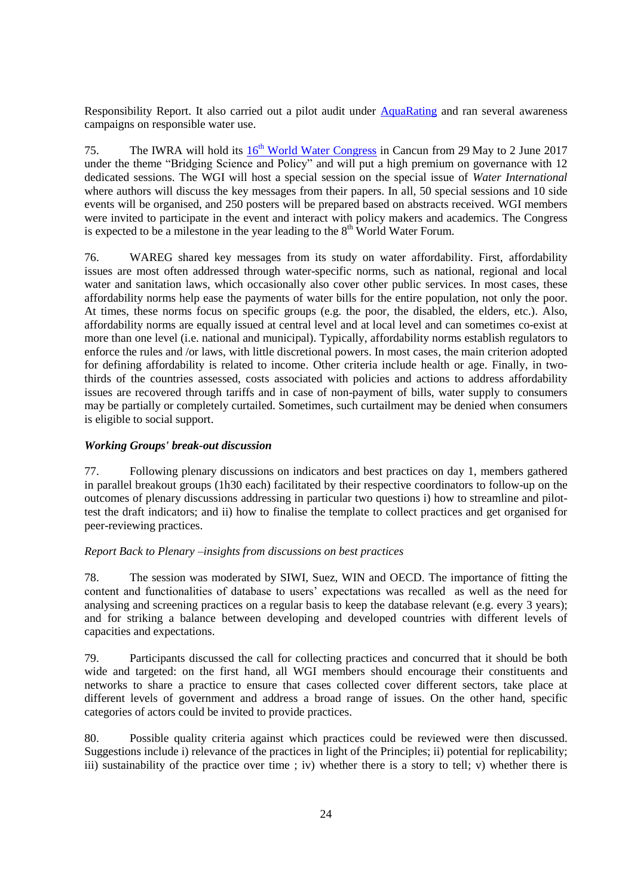Responsibility Report. It also carried out a pilot audit under [AquaRating] and ran several awareness campaigns on responsible water use.

75. The IWRA will hold its 16th World Water Congress in Cancun from 29 May to 2 June 2017 under the theme "Bridging Science and Policy" and will put a high premium on governance with 12 dedicated sessions. The WGI will host a special session on the special issue of *Water International* where authors will discuss the key messages from their papers. In all, 50 special sessions and 10 side events will be organised, and 250 posters will be prepared based on abstracts received. WGI members were invited to participate in the event and interact with policy makers and academics. The Congress is expected to be a milestone in the year leading to the 8th World Water Forum.

76. WAREG shared key messages from its study on water affordability. First, affordability issues are most often addressed through water-specific norms, such as national, regional and local water and sanitation laws, which occasionally also cover other public services. In most cases, these affordability norms help ease the payments of water bills for the entire population, not only the poor. At times, these norms focus on specific groups (e.g. the poor, the disabled, the elders, etc.). Also, affordability norms are equally issued at central level and at local level and can sometimes co-exist at more than one level (i.e. national and municipal). Typically, affordability norms establish regulators to enforce the rules and /or laws, with little discretional powers. In most cases, the main criterion adopted for defining affordability is related to income. Other criteria include health or age. Finally, in two-thirds of the countries assessed, costs associated with policies and actions to address affordability issues are recovered through tariffs and in case of non-payment of bills, water supply to consumers may be partially or completely curtailed. Sometimes, such curtailment may be denied when consumers is eligible to social support.

***Working Groups' break-out discussion***

77. Following plenary discussions on indicators and best practices on day 1, members gathered in parallel breakout groups (1h30 each) facilitated by their respective coordinators to follow-up on the outcomes of plenary discussions addressing in particular two questions i) how to streamline and pilot-test the draft indicators; and ii) how to finalise the template to collect practices and get organised for peer-reviewing practices.

*Report Back to Plenary –insights from discussions on best practices*

78. The session was moderated by SIWI, Suez, WIN and OECD. The importance of fitting the content and functionalities of database to users' expectations was recalled as well as the need for analysing and screening practices on a regular basis to keep the database relevant (e.g. every 3 years); and for striking a balance between developing and developed countries with different levels of capacities and expectations.

79. Participants discussed the call for collecting practices and concurred that it should be both wide and targeted: on the first hand, all WGI members should encourage their constituents and networks to share a practice to ensure that cases collected cover different sectors, take place at different levels of government and address a broad range of issues. On the other hand, specific categories of actors could be invited to provide practices.

80. Possible quality criteria against which practices could be reviewed were then discussed. Suggestions include i) relevance of the practices in light of the Principles; ii) potential for replicability; iii) sustainability of the practice over time ; iv) whether there is a story to tell; v) whether there is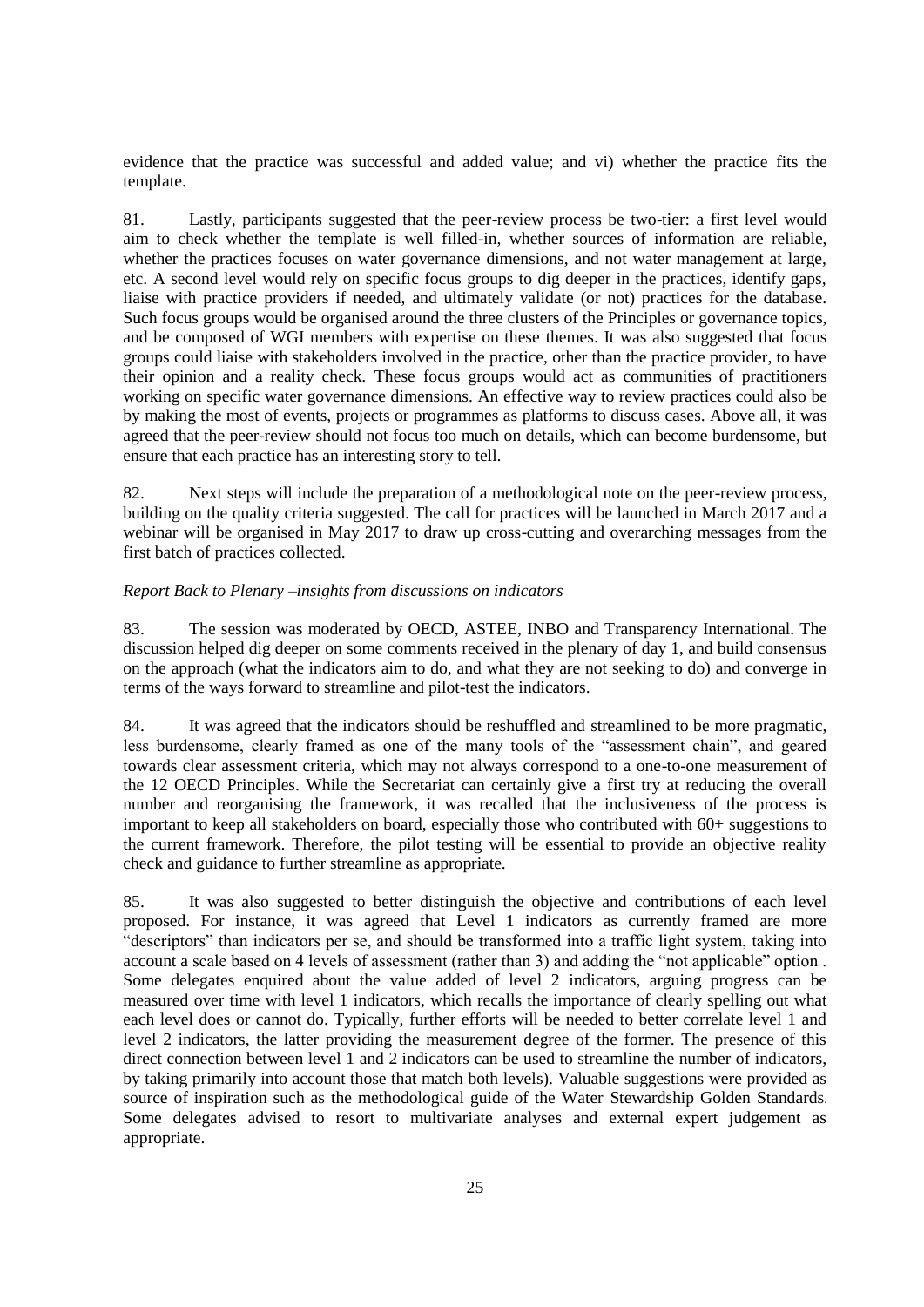evidence that the practice was successful and added value; and vi) whether the practice fits the template.

81. Lastly, participants suggested that the peer-review process be two-tier: a first level would aim to check whether the template is well filled-in, whether sources of information are reliable, whether the practices focuses on water governance dimensions, and not water management at large, etc. A second level would rely on specific focus groups to dig deeper in the practices, identify gaps, liaise with practice providers if needed, and ultimately validate (or not) practices for the database. Such focus groups would be organised around the three clusters of the Principles or governance topics, and be composed of WGI members with expertise on these themes. It was also suggested that focus groups could liaise with stakeholders involved in the practice, other than the practice provider, to have their opinion and a reality check. These focus groups would act as communities of practitioners working on specific water governance dimensions. An effective way to review practices could also be by making the most of events, projects or programmes as platforms to discuss cases. Above all, it was agreed that the peer-review should not focus too much on details, which can become burdensome, but ensure that each practice has an interesting story to tell.

82. Next steps will include the preparation of a methodological note on the peer-review process, building on the quality criteria suggested. The call for practices will be launched in March 2017 and a webinar will be organised in May 2017 to draw up cross-cutting and overarching messages from the first batch of practices collected.

*Report Back to Plenary –insights from discussions on indicators*

83. The session was moderated by OECD, ASTEE, INBO and Transparency International. The discussion helped dig deeper on some comments received in the plenary of day 1, and build consensus on the approach (what the indicators aim to do, and what they are not seeking to do) and converge in terms of the ways forward to streamline and pilot-test the indicators.

84. It was agreed that the indicators should be reshuffled and streamlined to be more pragmatic, less burdensome, clearly framed as one of the many tools of the "assessment chain", and geared towards clear assessment criteria, which may not always correspond to a one-to-one measurement of the 12 OECD Principles. While the Secretariat can certainly give a first try at reducing the overall number and reorganising the framework, it was recalled that the inclusiveness of the process is important to keep all stakeholders on board, especially those who contributed with 60+ suggestions to the current framework. Therefore, the pilot testing will be essential to provide an objective reality check and guidance to further streamline as appropriate.

85. It was also suggested to better distinguish the objective and contributions of each level proposed. For instance, it was agreed that Level 1 indicators as currently framed are more "descriptors" than indicators per se, and should be transformed into a traffic light system, taking into account a scale based on 4 levels of assessment (rather than 3) and adding the "not applicable" option . Some delegates enquired about the value added of level 2 indicators, arguing progress can be measured over time with level 1 indicators, which recalls the importance of clearly spelling out what each level does or cannot do. Typically, further efforts will be needed to better correlate level 1 and level 2 indicators, the latter providing the measurement degree of the former. The presence of this direct connection between level 1 and 2 indicators can be used to streamline the number of indicators, by taking primarily into account those that match both levels). Valuable suggestions were provided as source of inspiration such as the methodological guide of the Water Stewardship Golden Standards. Some delegates advised to resort to multivariate analyses and external expert judgement as appropriate.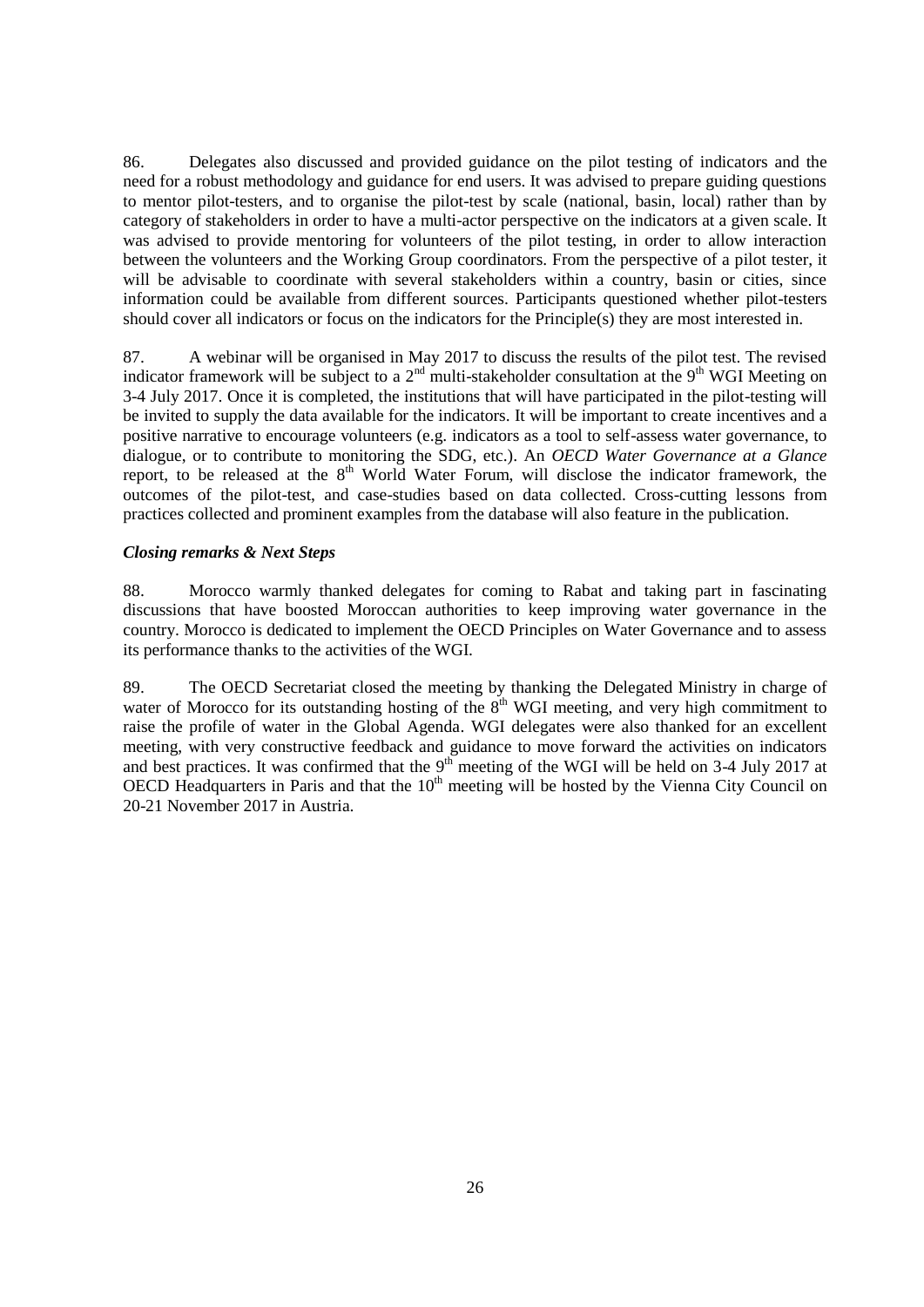86. Delegates also discussed and provided guidance on the pilot testing of indicators and the need for a robust methodology and guidance for end users. It was advised to prepare guiding questions to mentor pilot-testers, and to organise the pilot-test by scale (national, basin, local) rather than by category of stakeholders in order to have a multi-actor perspective on the indicators at a given scale. It was advised to provide mentoring for volunteers of the pilot testing, in order to allow interaction between the volunteers and the Working Group coordinators. From the perspective of a pilot tester, it will be advisable to coordinate with several stakeholders within a country, basin or cities, since information could be available from different sources. Participants questioned whether pilot-testers should cover all indicators or focus on the indicators for the Principle(s) they are most interested in.

87. A webinar will be organised in May 2017 to discuss the results of the pilot test. The revised indicator framework will be subject to a 2nd multi-stakeholder consultation at the 9th WGI Meeting on 3-4 July 2017. Once it is completed, the institutions that will have participated in the pilot-testing will be invited to supply the data available for the indicators. It will be important to create incentives and a positive narrative to encourage volunteers (e.g. indicators as a tool to self-assess water governance, to dialogue, or to contribute to monitoring the SDG, etc.). An *OECD Water Governance at a Glance* report, to be released at the 8th World Water Forum, will disclose the indicator framework, the outcomes of the pilot-test, and case-studies based on data collected. Cross-cutting lessons from practices collected and prominent examples from the database will also feature in the publication.

***Closing remarks & Next Steps***

88. Morocco warmly thanked delegates for coming to Rabat and taking part in fascinating discussions that have boosted Moroccan authorities to keep improving water governance in the country. Morocco is dedicated to implement the OECD Principles on Water Governance and to assess its performance thanks to the activities of the WGI.

89. The OECD Secretariat closed the meeting by thanking the Delegated Ministry in charge of water of Morocco for its outstanding hosting of the 8th WGI meeting, and very high commitment to raise the profile of water in the Global Agenda. WGI delegates were also thanked for an excellent meeting, with very constructive feedback and guidance to move forward the activities on indicators and best practices. It was confirmed that the 9th meeting of the WGI will be held on 3-4 July 2017 at OECD Headquarters in Paris and that the 10th meeting will be hosted by the Vienna City Council on 20-21 November 2017 in Austria.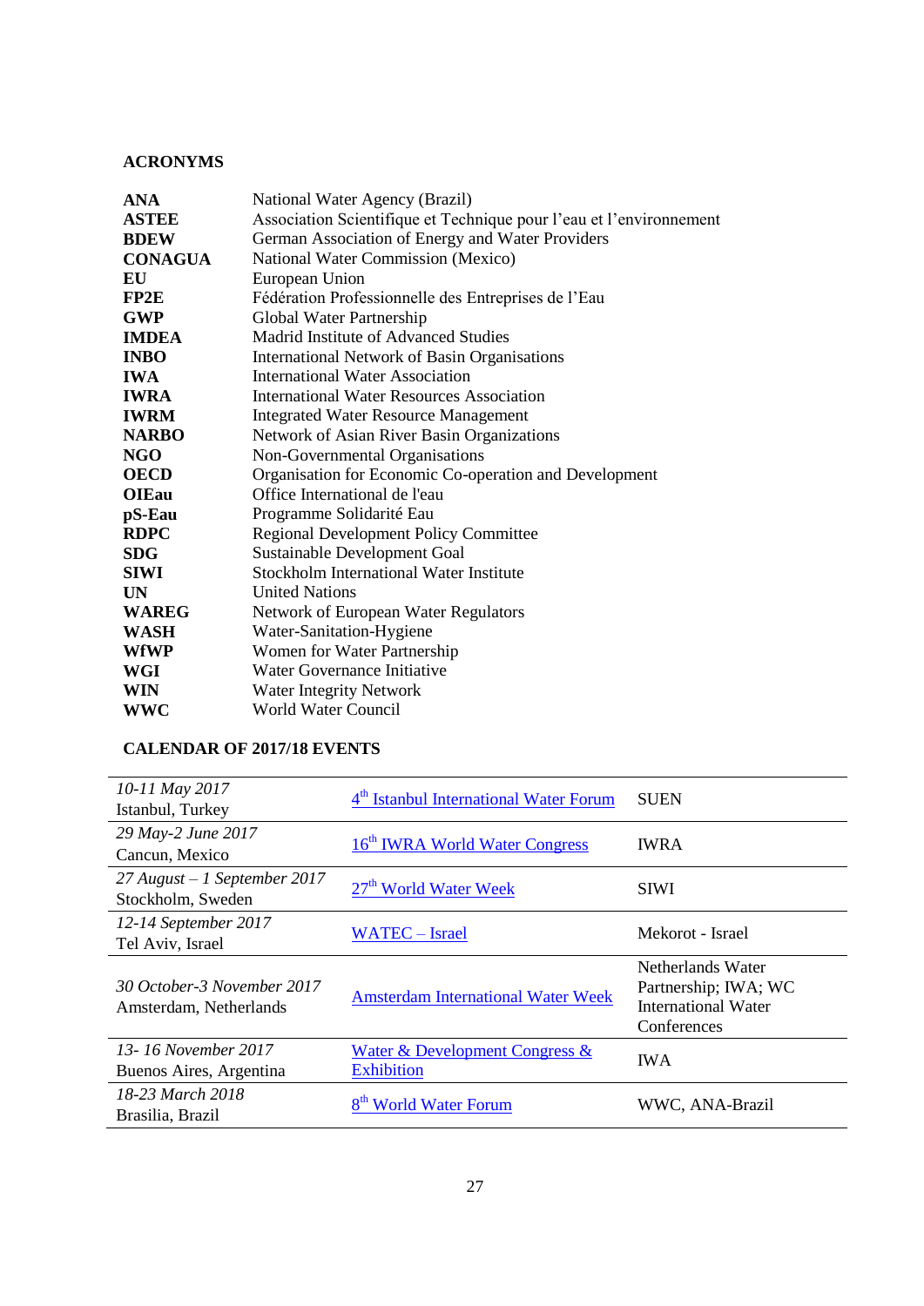## ACRONYMS

| | |
|---|---|
| **ANA** | National Water Agency (Brazil) |
| **ASTEE** | Association Scientifique et Technique pour l'eau et l'environnement |
| **BDEW** | German Association of Energy and Water Providers |
| **CONAGUA** | National Water Commission (Mexico) |
| **EU** | European Union |
| **FP2E** | Fédération Professionnelle des Entreprises de l'Eau |
| **GWP** | Global Water Partnership |
| **IMDEA** | Madrid Institute of Advanced Studies |
| **INBO** | International Network of Basin Organisations |
| **IWA** | International Water Association |
| **IWRA** | International Water Resources Association |
| **IWRM** | Integrated Water Resource Management |
| **NARBO** | Network of Asian River Basin Organizations |
| **NGO** | Non-Governmental Organisations |
| **OECD** | Organisation for Economic Co-operation and Development |
| **OIEau** | Office International de l'eau |
| **pS-Eau** | Programme Solidarité Eau |
| **RDPC** | Regional Development Policy Committee |
| **SDG** | Sustainable Development Goal |
| **SIWI** | Stockholm International Water Institute |
| **UN** | United Nations |
| **WAREG** | Network of European Water Regulators |
| **WASH** | Water-Sanitation-Hygiene |
| **WfWP** | Women for Water Partnership |
| **WGI** | Water Governance Initiative |
| **WIN** | Water Integrity Network |
| **WWC** | World Water Council |

## CALENDAR OF 2017/18 EVENTS

| | | |
|---|---|---|
| *10-11 May 2017* Istanbul, Turkey | 4th Istanbul International Water Forum | SUEN |
| *29 May-2 June 2017* Cancun, Mexico | 16th IWRA World Water Congress | IWRA |
| *27 August – 1 September 2017* Stockholm, Sweden | 27th World Water Week | SIWI |
| *12-14 September 2017* Tel Aviv, Israel | WATEC – Israel | Mekorot - Israel |
| *30 October-3 November 2017* Amsterdam, Netherlands | Amsterdam International Water Week | Netherlands Water Partnership; IWA; WC International Water Conferences |
| *13- 16 November 2017* Buenos Aires, Argentina | Water & Development Congress & Exhibition | IWA |
| *18-23 March 2018* Brasilia, Brazil | 8th World Water Forum | WWC, ANA-Brazil |